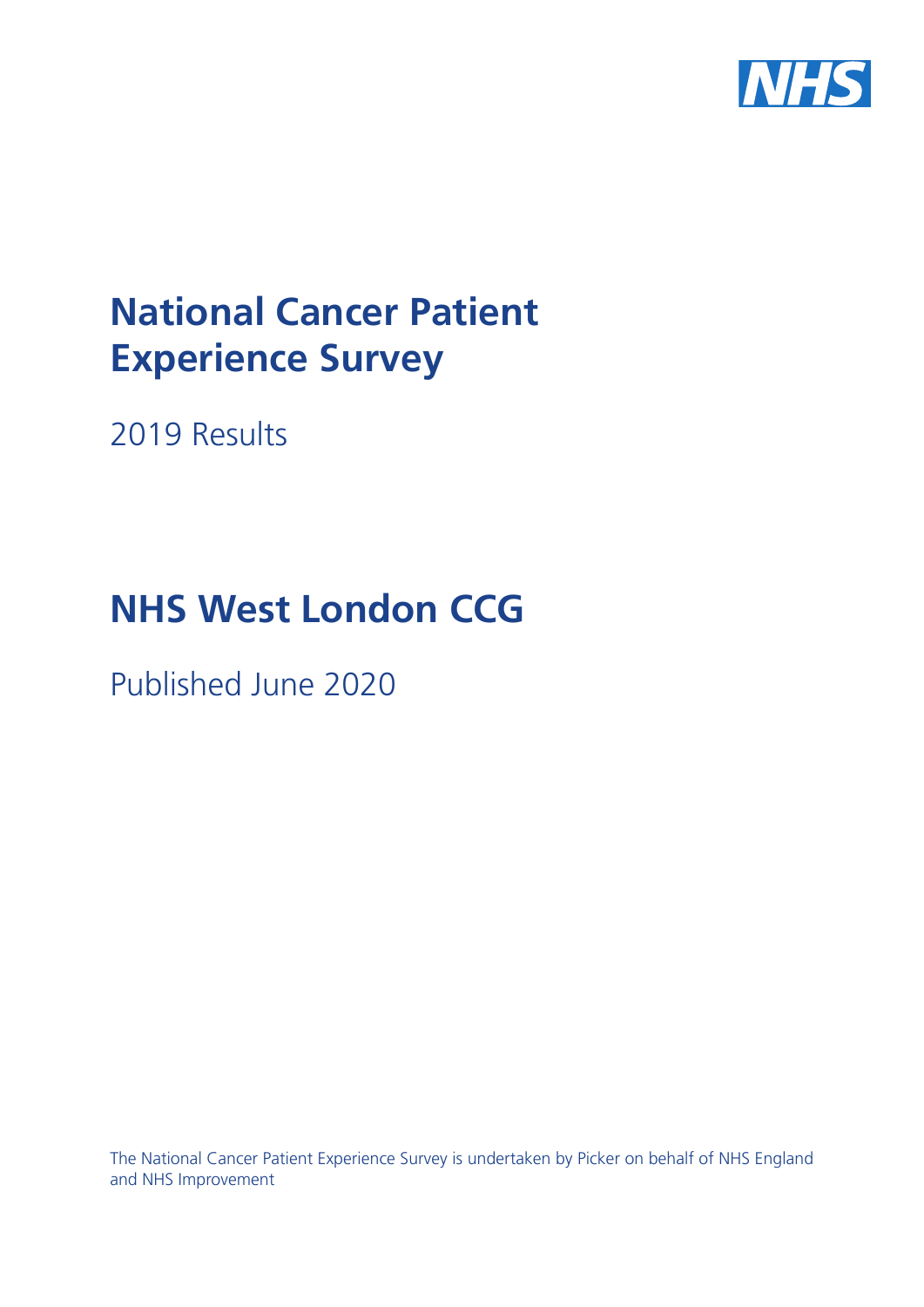NHS

# National Cancer Patient Experience Survey

2019 Results

# NHS West London CCG

Published June 2020

The National Cancer Patient Experience Survey is undertaken by Picker on behalf of NHS England and NHS Improvement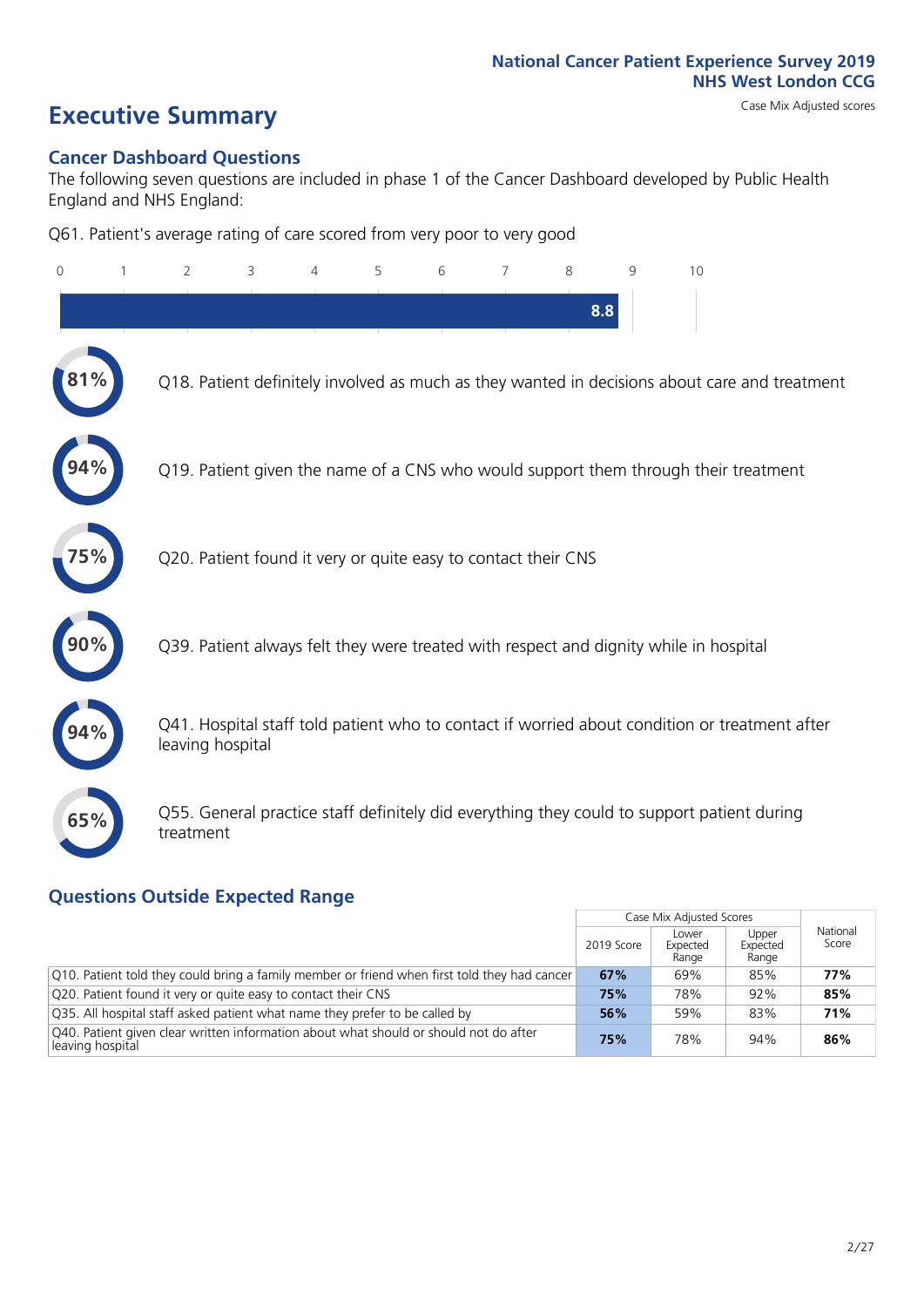National Cancer Patient Experience Survey 2019
NHS West London CCG

# Executive Summary

Case Mix Adjusted scores

## Cancer Dashboard Questions

The following seven questions are included in phase 1 of the Cancer Dashboard developed by Public Health England and NHS England:

Q61. Patient's average rating of care scored from very poor to very good

8.8

- **81%** Q18. Patient definitely involved as much as they wanted in decisions about care and treatment
- **94%** Q19. Patient given the name of a CNS who would support them through their treatment
- **75%** Q20. Patient found it very or quite easy to contact their CNS
- **90%** Q39. Patient always felt they were treated with respect and dignity while in hospital
- **94%** Q41. Hospital staff told patient who to contact if worried about condition or treatment after leaving hospital
- **65%** Q55. General practice staff definitely did everything they could to support patient during treatment

## Questions Outside Expected Range

| | Case Mix Adjusted Scores | | | National Score |
|---|---|---|---|---|
| | 2019 Score | Lower Expected Range | Upper Expected Range | |
| Q10. Patient told they could bring a family member or friend when first told they had cancer | **67%** | 69% | 85% | **77%** |
| Q20. Patient found it very or quite easy to contact their CNS | **75%** | 78% | 92% | **85%** |
| Q35. All hospital staff asked patient what name they prefer to be called by | **56%** | 59% | 83% | **71%** |
| Q40. Patient given clear written information about what should or should not do after leaving hospital | **75%** | 78% | 94% | **86%** |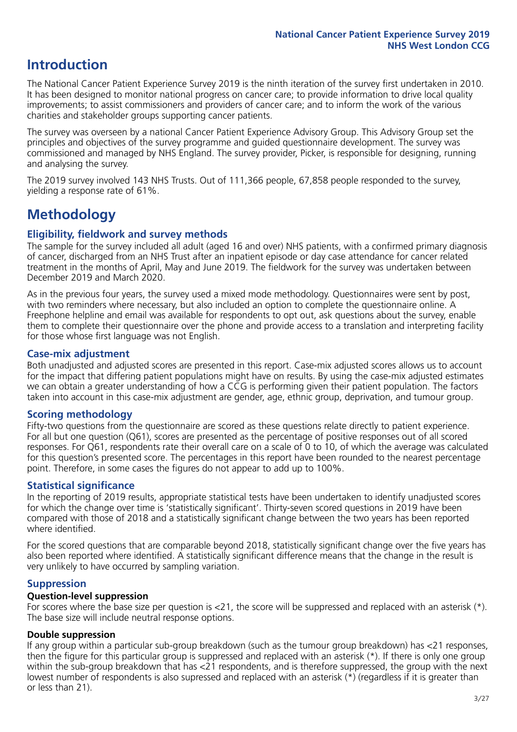# Introduction

The National Cancer Patient Experience Survey 2019 is the ninth iteration of the survey first undertaken in 2010. It has been designed to monitor national progress on cancer care; to provide information to drive local quality improvements; to assist commissioners and providers of cancer care; and to inform the work of the various charities and stakeholder groups supporting cancer patients.

The survey was overseen by a national Cancer Patient Experience Advisory Group. This Advisory Group set the principles and objectives of the survey programme and guided questionnaire development. The survey was commissioned and managed by NHS England. The survey provider, Picker, is responsible for designing, running and analysing the survey.

The 2019 survey involved 143 NHS Trusts. Out of 111,366 people, 67,858 people responded to the survey, yielding a response rate of 61%.

# Methodology

### Eligibility, fieldwork and survey methods

The sample for the survey included all adult (aged 16 and over) NHS patients, with a confirmed primary diagnosis of cancer, discharged from an NHS Trust after an inpatient episode or day case attendance for cancer related treatment in the months of April, May and June 2019. The fieldwork for the survey was undertaken between December 2019 and March 2020.

As in the previous four years, the survey used a mixed mode methodology. Questionnaires were sent by post, with two reminders where necessary, but also included an option to complete the questionnaire online. A Freephone helpline and email was available for respondents to opt out, ask questions about the survey, enable them to complete their questionnaire over the phone and provide access to a translation and interpreting facility for those whose first language was not English.

### Case-mix adjustment

Both unadjusted and adjusted scores are presented in this report. Case-mix adjusted scores allows us to account for the impact that differing patient populations might have on results. By using the case-mix adjusted estimates we can obtain a greater understanding of how a CCG is performing given their patient population. The factors taken into account in this case-mix adjustment are gender, age, ethnic group, deprivation, and tumour group.

### Scoring methodology

Fifty-two questions from the questionnaire are scored as these questions relate directly to patient experience. For all but one question (Q61), scores are presented as the percentage of positive responses out of all scored responses. For Q61, respondents rate their overall care on a scale of 0 to 10, of which the average was calculated for this question's presented score. The percentages in this report have been rounded to the nearest percentage point. Therefore, in some cases the figures do not appear to add up to 100%.

### Statistical significance

In the reporting of 2019 results, appropriate statistical tests have been undertaken to identify unadjusted scores for which the change over time is 'statistically significant'. Thirty-seven scored questions in 2019 have been compared with those of 2018 and a statistically significant change between the two years has been reported where identified.

For the scored questions that are comparable beyond 2018, statistically significant change over the five years has also been reported where identified. A statistically significant difference means that the change in the result is very unlikely to have occurred by sampling variation.

### Suppression

**Question-level suppression**

For scores where the base size per question is <21, the score will be suppressed and replaced with an asterisk (*). The base size will include neutral response options.

**Double suppression**

If any group within a particular sub-group breakdown (such as the tumour group breakdown) has <21 responses, then the figure for this particular group is suppressed and replaced with an asterisk (*). If there is only one group within the sub-group breakdown that has <21 respondents, and is therefore suppressed, the group with the next lowest number of respondents is also supressed and replaced with an asterisk (*) (regardless if it is greater than or less than 21).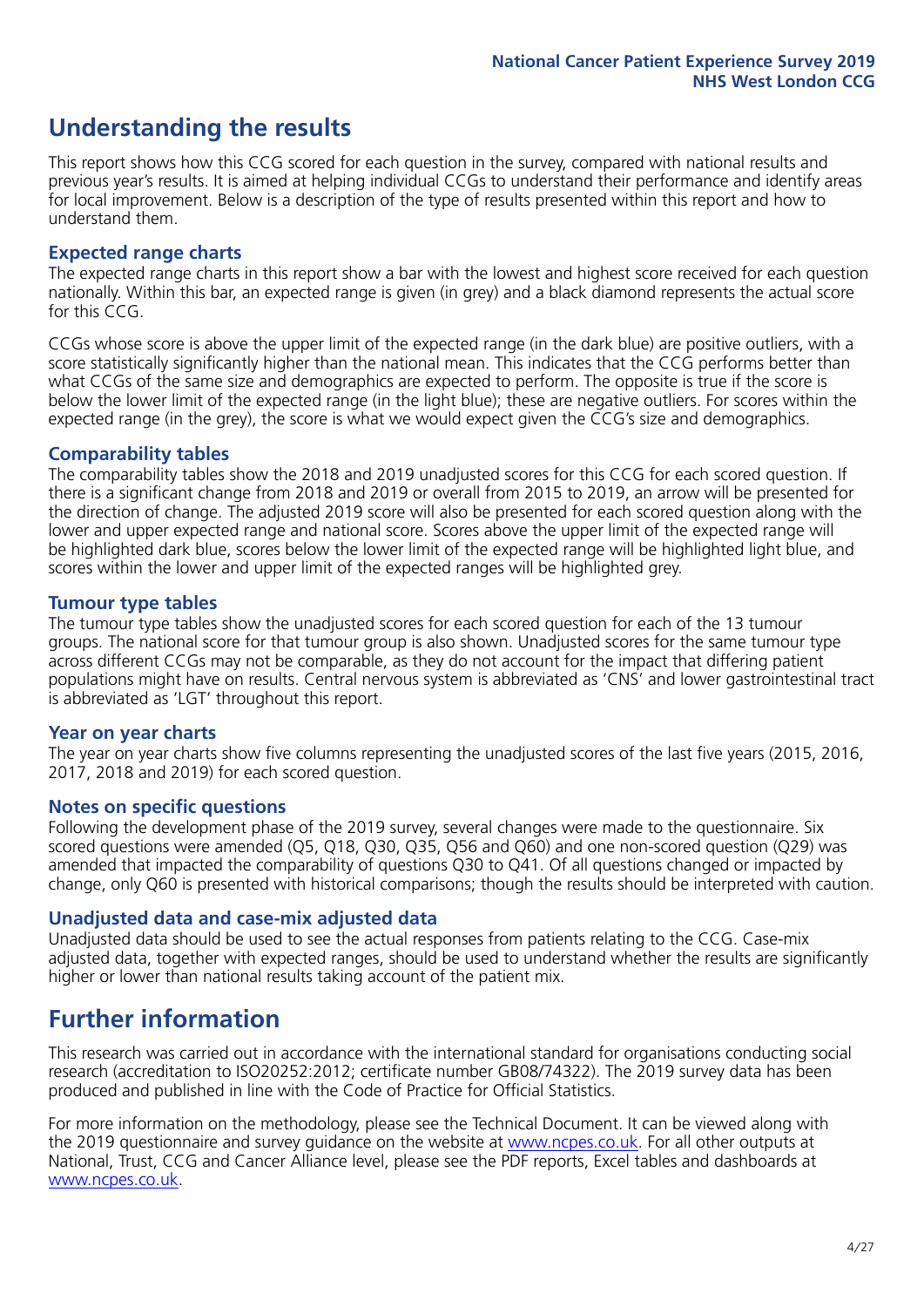# Understanding the results

This report shows how this CCG scored for each question in the survey, compared with national results and previous year's results. It is aimed at helping individual CCGs to understand their performance and identify areas for local improvement. Below is a description of the type of results presented within this report and how to understand them.

### Expected range charts

The expected range charts in this report show a bar with the lowest and highest score received for each question nationally. Within this bar, an expected range is given (in grey) and a black diamond represents the actual score for this CCG.

CCGs whose score is above the upper limit of the expected range (in the dark blue) are positive outliers, with a score statistically significantly higher than the national mean. This indicates that the CCG performs better than what CCGs of the same size and demographics are expected to perform. The opposite is true if the score is below the lower limit of the expected range (in the light blue); these are negative outliers. For scores within the expected range (in the grey), the score is what we would expect given the CCG's size and demographics.

### Comparability tables

The comparability tables show the 2018 and 2019 unadjusted scores for this CCG for each scored question. If there is a significant change from 2018 and 2019 or overall from 2015 to 2019, an arrow will be presented for the direction of change. The adjusted 2019 score will also be presented for each scored question along with the lower and upper expected range and national score. Scores above the upper limit of the expected range will be highlighted dark blue, scores below the lower limit of the expected range will be highlighted light blue, and scores within the lower and upper limit of the expected ranges will be highlighted grey.

### Tumour type tables

The tumour type tables show the unadjusted scores for each scored question for each of the 13 tumour groups. The national score for that tumour group is also shown. Unadjusted scores for the same tumour type across different CCGs may not be comparable, as they do not account for the impact that differing patient populations might have on results. Central nervous system is abbreviated as 'CNS' and lower gastrointestinal tract is abbreviated as 'LGT' throughout this report.

### Year on year charts

The year on year charts show five columns representing the unadjusted scores of the last five years (2015, 2016, 2017, 2018 and 2019) for each scored question.

### Notes on specific questions

Following the development phase of the 2019 survey, several changes were made to the questionnaire. Six scored questions were amended (Q5, Q18, Q30, Q35, Q56 and Q60) and one non-scored question (Q29) was amended that impacted the comparability of questions Q30 to Q41. Of all questions changed or impacted by change, only Q60 is presented with historical comparisons; though the results should be interpreted with caution.

### Unadjusted data and case-mix adjusted data

Unadjusted data should be used to see the actual responses from patients relating to the CCG. Case-mix adjusted data, together with expected ranges, should be used to understand whether the results are significantly higher or lower than national results taking account of the patient mix.

# Further information

This research was carried out in accordance with the international standard for organisations conducting social research (accreditation to ISO20252:2012; certificate number GB08/74322). The 2019 survey data has been produced and published in line with the Code of Practice for Official Statistics.

For more information on the methodology, please see the Technical Document. It can be viewed along with the 2019 questionnaire and survey guidance on the website at www.ncpes.co.uk. For all other outputs at National, Trust, CCG and Cancer Alliance level, please see the PDF reports, Excel tables and dashboards at www.ncpes.co.uk.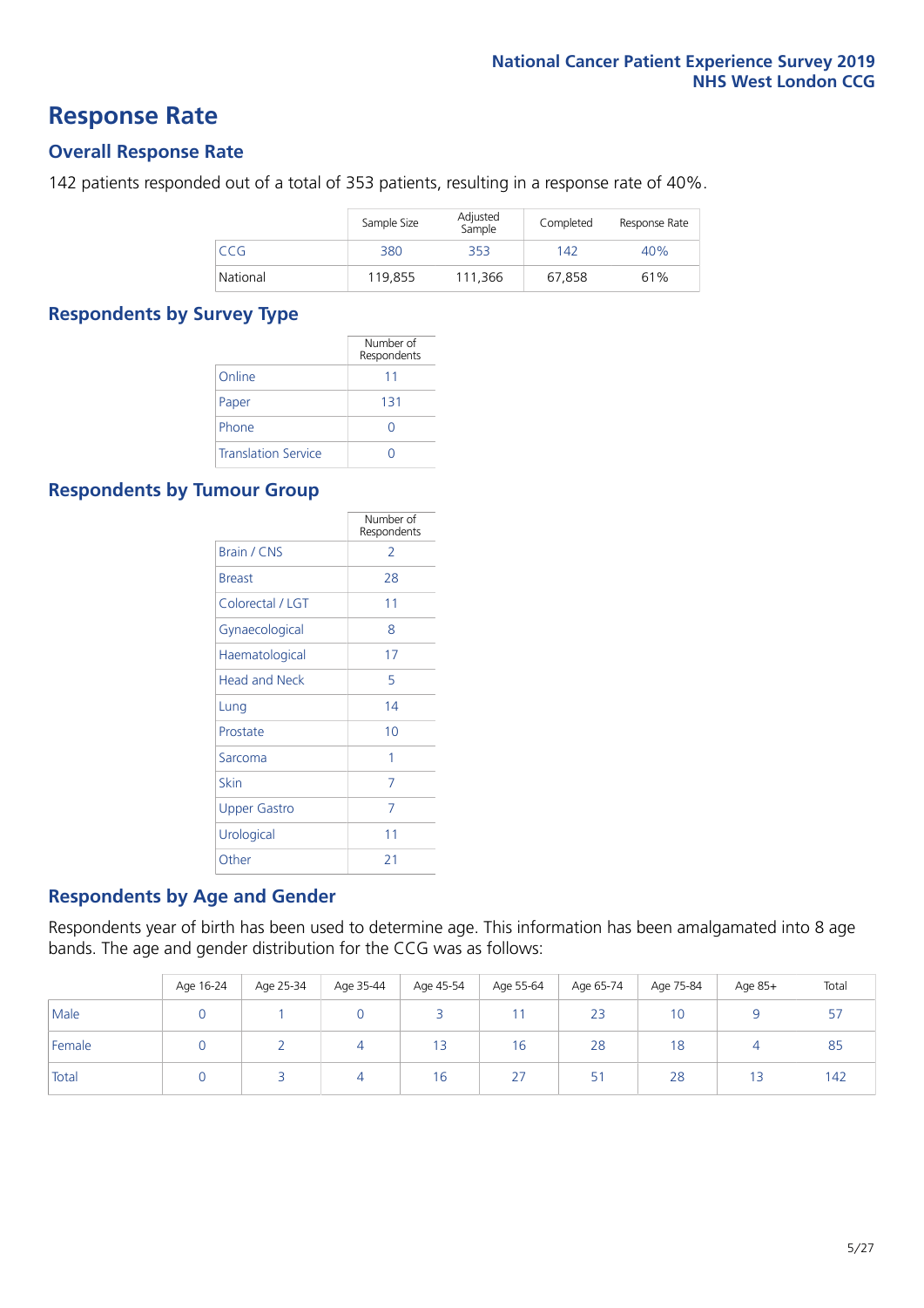# Response Rate

## Overall Response Rate

142 patients responded out of a total of 353 patients, resulting in a response rate of 40%.

| | Sample Size | Adjusted Sample | Completed | Response Rate |
|---|---|---|---|---|
| CCG | 380 | 353 | 142 | 40% |
| National | 119,855 | 111,366 | 67,858 | 61% |

## Respondents by Survey Type

| | Number of Respondents |
|---|---|
| Online | 11 |
| Paper | 131 |
| Phone | 0 |
| Translation Service | 0 |

## Respondents by Tumour Group

| | Number of Respondents |
|---|---|
| Brain / CNS | 2 |
| Breast | 28 |
| Colorectal / LGT | 11 |
| Gynaecological | 8 |
| Haematological | 17 |
| Head and Neck | 5 |
| Lung | 14 |
| Prostate | 10 |
| Sarcoma | 1 |
| Skin | 7 |
| Upper Gastro | 7 |
| Urological | 11 |
| Other | 21 |

## Respondents by Age and Gender

Respondents year of birth has been used to determine age. This information has been amalgamated into 8 age bands. The age and gender distribution for the CCG was as follows:

| | Age 16-24 | Age 25-34 | Age 35-44 | Age 45-54 | Age 55-64 | Age 65-74 | Age 75-84 | Age 85+ | Total |
|---|---|---|---|---|---|---|---|---|---|
| Male | 0 | 1 | 0 | 3 | 11 | 23 | 10 | 9 | 57 |
| Female | 0 | 2 | 4 | 13 | 16 | 28 | 18 | 4 | 85 |
| Total | 0 | 3 | 4 | 16 | 27 | 51 | 28 | 13 | 142 |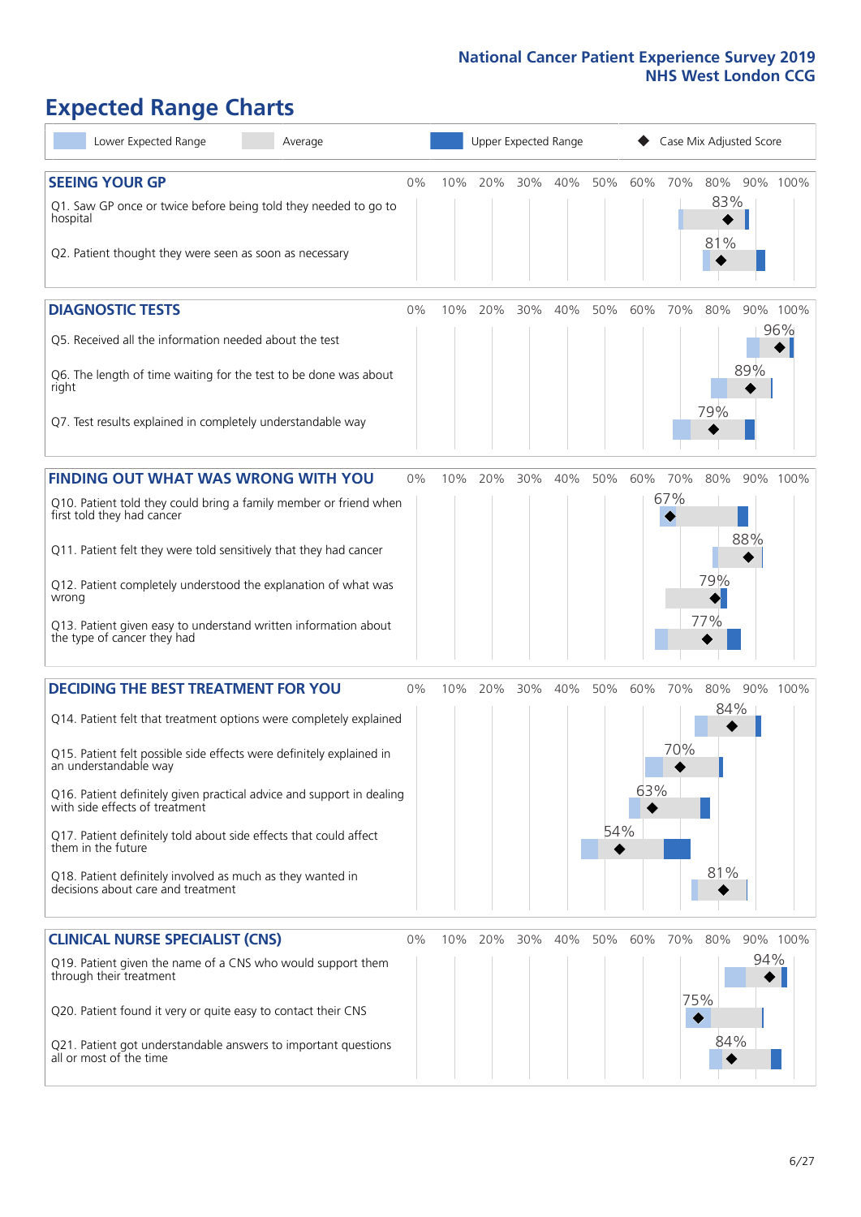# Expected Range Charts

Legend: Lower Expected Range | Average | Upper Expected Range | Case Mix Adjusted Score

## SEEING YOUR GP

| Question | Case Mix Adjusted Score |
|---|---|
| Q1. Saw GP once or twice before being told they needed to go to hospital | 83% |
| Q2. Patient thought they were seen as soon as necessary | 81% |

## DIAGNOSTIC TESTS

| Question | Case Mix Adjusted Score |
|---|---|
| Q5. Received all the information needed about the test | 96% |
| Q6. The length of time waiting for the test to be done was about right | 89% |
| Q7. Test results explained in completely understandable way | 79% |

## FINDING OUT WHAT WAS WRONG WITH YOU

| Question | Case Mix Adjusted Score |
|---|---|
| Q10. Patient told they could bring a family member or friend when first told they had cancer | 67% |
| Q11. Patient felt they were told sensitively that they had cancer | 88% |
| Q12. Patient completely understood the explanation of what was wrong | 79% |
| Q13. Patient given easy to understand written information about the type of cancer they had | 77% |

## DECIDING THE BEST TREATMENT FOR YOU

| Question | Case Mix Adjusted Score |
|---|---|
| Q14. Patient felt that treatment options were completely explained | 84% |
| Q15. Patient felt possible side effects were definitely explained in an understandable way | 70% |
| Q16. Patient definitely given practical advice and support in dealing with side effects of treatment | 63% |
| Q17. Patient definitely told about side effects that could affect them in the future | 54% |
| Q18. Patient definitely involved as much as they wanted in decisions about care and treatment | 81% |

## CLINICAL NURSE SPECIALIST (CNS)

| Question | Case Mix Adjusted Score |
|---|---|
| Q19. Patient given the name of a CNS who would support them through their treatment | 94% |
| Q20. Patient found it very or quite easy to contact their CNS | 75% |
| Q21. Patient got understandable answers to important questions all or most of the time | 84% |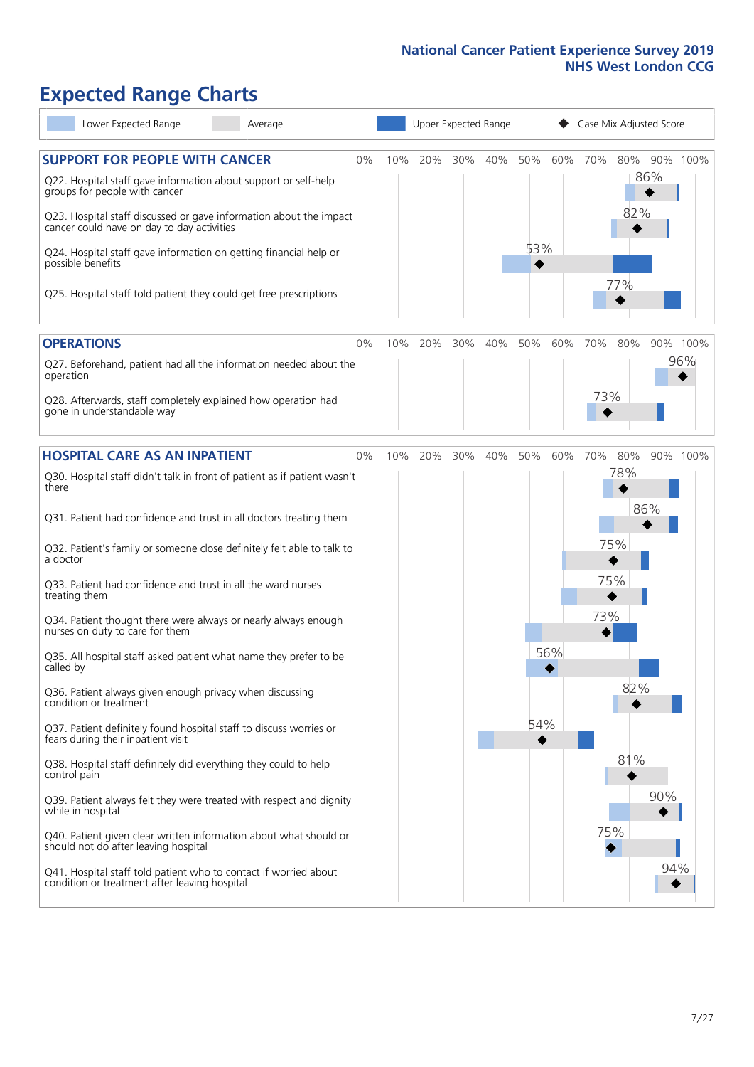National Cancer Patient Experience Survey 2019
NHS West London CCG

# Expected Range Charts

Lower Expected Range | Average | Upper Expected Range | ◆ Case Mix Adjusted Score

## SUPPORT FOR PEOPLE WITH CANCER

| Question | Case Mix Adjusted Score |
|---|---|
| Q22. Hospital staff gave information about support or self-help groups for people with cancer | 86% |
| Q23. Hospital staff discussed or gave information about the impact cancer could have on day to day activities | 82% |
| Q24. Hospital staff gave information on getting financial help or possible benefits | 53% |
| Q25. Hospital staff told patient they could get free prescriptions | 77% |

## OPERATIONS

| Question | Case Mix Adjusted Score |
|---|---|
| Q27. Beforehand, patient had all the information needed about the operation | 96% |
| Q28. Afterwards, staff completely explained how operation had gone in understandable way | 73% |

## HOSPITAL CARE AS AN INPATIENT

| Question | Case Mix Adjusted Score |
|---|---|
| Q30. Hospital staff didn't talk in front of patient as if patient wasn't there | 78% |
| Q31. Patient had confidence and trust in all doctors treating them | 86% |
| Q32. Patient's family or someone close definitely felt able to talk to a doctor | 75% |
| Q33. Patient had confidence and trust in all the ward nurses treating them | 75% |
| Q34. Patient thought there were always or nearly always enough nurses on duty to care for them | 73% |
| Q35. All hospital staff asked patient what name they prefer to be called by | 56% |
| Q36. Patient always given enough privacy when discussing condition or treatment | 82% |
| Q37. Patient definitely found hospital staff to discuss worries or fears during their inpatient visit | 54% |
| Q38. Hospital staff definitely did everything they could to help control pain | 81% |
| Q39. Patient always felt they were treated with respect and dignity while in hospital | 90% |
| Q40. Patient given clear written information about what should or should not do after leaving hospital | 75% |
| Q41. Hospital staff told patient who to contact if worried about condition or treatment after leaving hospital | 94% |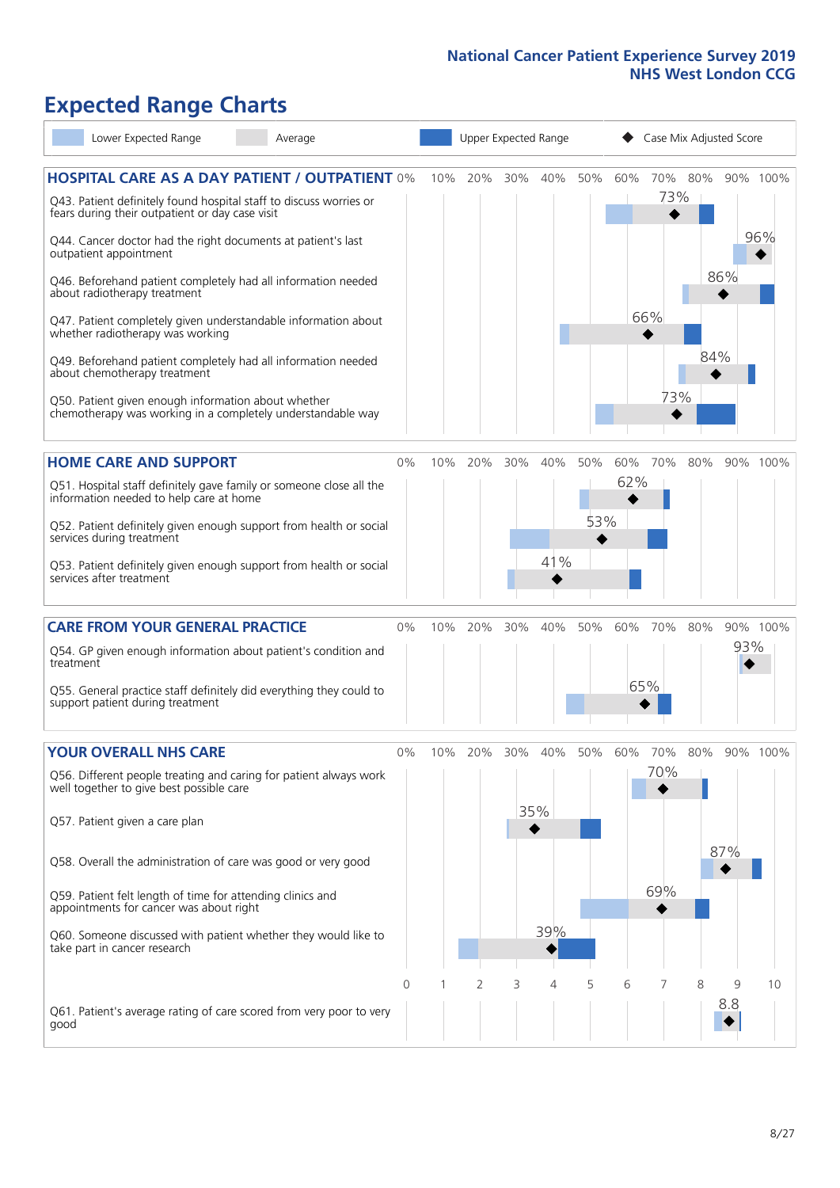## Expected Range Charts

Legend: Lower Expected Range | Average | Upper Expected Range | Case Mix Adjusted Score

### HOSPITAL CARE AS A DAY PATIENT / OUTPATIENT

| Question | Case Mix Adjusted Score |
|---|---|
| Q43. Patient definitely found hospital staff to discuss worries or fears during their outpatient or day case visit | 73% |
| Q44. Cancer doctor had the right documents at patient's last outpatient appointment | 96% |
| Q46. Beforehand patient completely had all information needed about radiotherapy treatment | 86% |
| Q47. Patient completely given understandable information about whether radiotherapy was working | 66% |
| Q49. Beforehand patient completely had all information needed about chemotherapy treatment | 84% |
| Q50. Patient given enough information about whether chemotherapy was working in a completely understandable way | 73% |

### HOME CARE AND SUPPORT

| Question | Case Mix Adjusted Score |
|---|---|
| Q51. Hospital staff definitely gave family or someone close all the information needed to help care at home | 62% |
| Q52. Patient definitely given enough support from health or social services during treatment | 53% |
| Q53. Patient definitely given enough support from health or social services after treatment | 41% |

### CARE FROM YOUR GENERAL PRACTICE

| Question | Case Mix Adjusted Score |
|---|---|
| Q54. GP given enough information about patient's condition and treatment | 93% |
| Q55. General practice staff definitely did everything they could to support patient during treatment | 65% |

### YOUR OVERALL NHS CARE

| Question | Case Mix Adjusted Score |
|---|---|
| Q56. Different people treating and caring for patient always work well together to give best possible care | 70% |
| Q57. Patient given a care plan | 35% |
| Q58. Overall the administration of care was good or very good | 87% |
| Q59. Patient felt length of time for attending clinics and appointments for cancer was about right | 69% |
| Q60. Someone discussed with patient whether they would like to take part in cancer research | 39% |
| Q61. Patient's average rating of care scored from very poor to very good (scale 0–10) | 8.8 |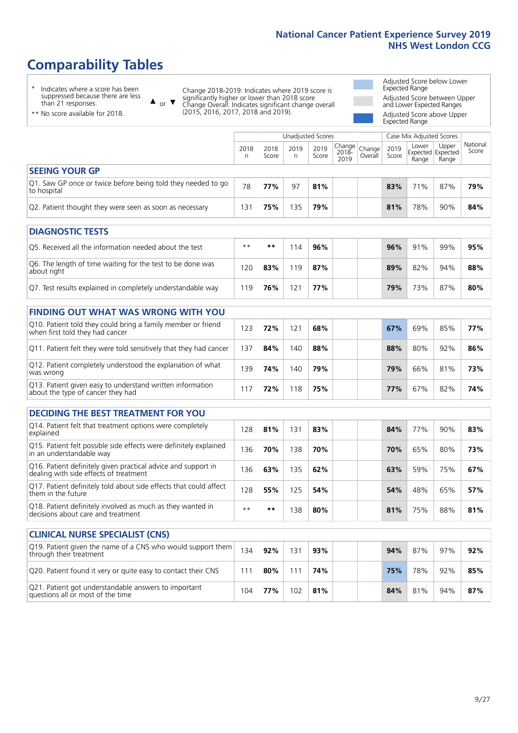# Comparability Tables

\* Indicates where a score has been suppressed because there are less than 21 responses.

\*\* No score available for 2018.

▲ or ▼ Change 2018-2019: Indicates where 2019 score is significantly higher or lower than 2018 score Change Overall: Indicates significant change overall (2015, 2016, 2017, 2018 and 2019).

Adjusted Score below Lower Expected Range

Adjusted Score between Upper and Lower Expected Ranges

Adjusted Score above Upper Expected Range

| | Unadjusted Scores | | | | | | Case Mix Adjusted Scores | | | National Score |
|---|---|---|---|---|---|---|---|---|---|---|
| | 2018 n | 2018 Score | 2019 n | 2019 Score | Change 2018-2019 | Change Overall | 2019 Score | Lower Expected Range | Upper Expected Range | |
| **SEEING YOUR GP** | | | | | | | | | | |
| Q1. Saw GP once or twice before being told they needed to go to hospital | 78 | **77%** | 97 | **81%** | | | **83%** | 71% | 87% | **79%** |
| Q2. Patient thought they were seen as soon as necessary | 131 | **75%** | 135 | **79%** | | | **81%** | 78% | 90% | **84%** |
| **DIAGNOSTIC TESTS** | | | | | | | | | | |
| Q5. Received all the information needed about the test | ** | ** | 114 | **96%** | | | **96%** | 91% | 99% | **95%** |
| Q6. The length of time waiting for the test to be done was about right | 120 | **83%** | 119 | **87%** | | | **89%** | 82% | 94% | **88%** |
| Q7. Test results explained in completely understandable way | 119 | **76%** | 121 | **77%** | | | **79%** | 73% | 87% | **80%** |
| **FINDING OUT WHAT WAS WRONG WITH YOU** | | | | | | | | | | |
| Q10. Patient told they could bring a family member or friend when first told they had cancer | 123 | **72%** | 121 | **68%** | | | **67%** | 69% | 85% | **77%** |
| Q11. Patient felt they were told sensitively that they had cancer | 137 | **84%** | 140 | **88%** | | | **88%** | 80% | 92% | **86%** |
| Q12. Patient completely understood the explanation of what was wrong | 139 | **74%** | 140 | **79%** | | | **79%** | 66% | 81% | **73%** |
| Q13. Patient given easy to understand written information about the type of cancer they had | 117 | **72%** | 118 | **75%** | | | **77%** | 67% | 82% | **74%** |
| **DECIDING THE BEST TREATMENT FOR YOU** | | | | | | | | | | |
| Q14. Patient felt that treatment options were completely explained | 128 | **81%** | 131 | **83%** | | | **84%** | 77% | 90% | **83%** |
| Q15. Patient felt possible side effects were definitely explained in an understandable way | 136 | **70%** | 138 | **70%** | | | **70%** | 65% | 80% | **73%** |
| Q16. Patient definitely given practical advice and support in dealing with side effects of treatment | 136 | **63%** | 135 | **62%** | | | **63%** | 59% | 75% | **67%** |
| Q17. Patient definitely told about side effects that could affect them in the future | 128 | **55%** | 125 | **54%** | | | **54%** | 48% | 65% | **57%** |
| Q18. Patient definitely involved as much as they wanted in decisions about care and treatment | ** | ** | 138 | **80%** | | | **81%** | 75% | 88% | **81%** |
| **CLINICAL NURSE SPECIALIST (CNS)** | | | | | | | | | | |
| Q19. Patient given the name of a CNS who would support them through their treatment | 134 | **92%** | 131 | **93%** | | | **94%** | 87% | 97% | **92%** |
| Q20. Patient found it very or quite easy to contact their CNS | 111 | **80%** | 111 | **74%** | | | **75%** | 78% | 92% | **85%** |
| Q21. Patient got understandable answers to important questions all or most of the time | 104 | **77%** | 102 | **81%** | | | **84%** | 81% | 94% | **87%** |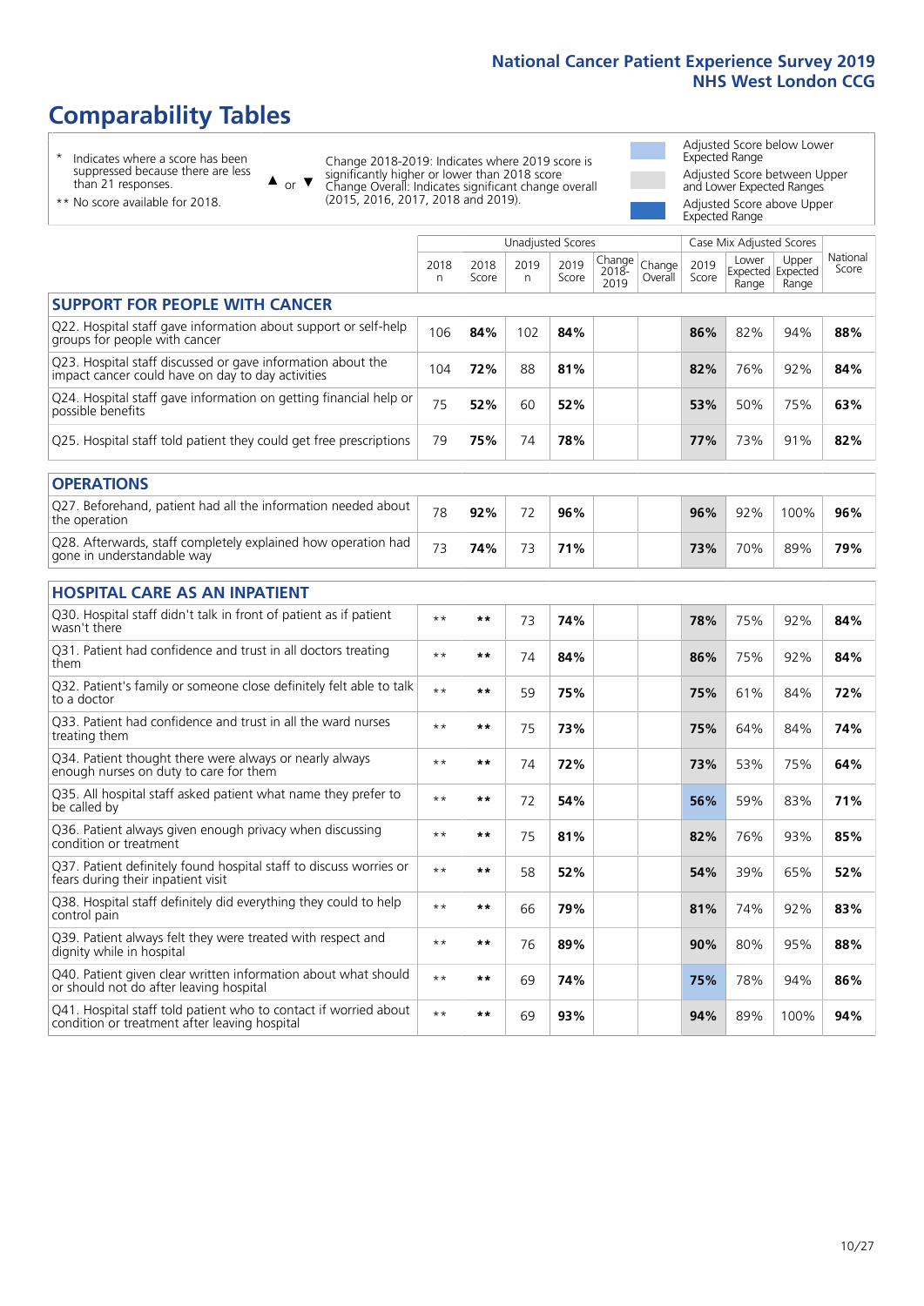# Comparability Tables

\* Indicates where a score has been suppressed because there are less than 21 responses.

\*\* No score available for 2018.

▲ or ▼ Change 2018-2019: Indicates where 2019 score is significantly higher or lower than 2018 score. Change Overall: Indicates significant change overall (2015, 2016, 2017, 2018 and 2019).

Adjusted Score below Lower Expected Range

Adjusted Score between Upper and Lower Expected Ranges

Adjusted Score above Upper Expected Range

| | Unadjusted Scores | | | | | | Case Mix Adjusted Scores | | | |
|---|---|---|---|---|---|---|---|---|---|---|
| | 2018 n | 2018 Score | 2019 n | 2019 Score | Change 2018-2019 | Change Overall | 2019 Score | Lower Expected Range | Upper Expected Range | National Score |
| **SUPPORT FOR PEOPLE WITH CANCER** | | | | | | | | | | |
| Q22. Hospital staff gave information about support or self-help groups for people with cancer | 106 | **84%** | 102 | **84%** | | | **86%** | 82% | 94% | **88%** |
| Q23. Hospital staff discussed or gave information about the impact cancer could have on day to day activities | 104 | **72%** | 88 | **81%** | | | **82%** | 76% | 92% | **84%** |
| Q24. Hospital staff gave information on getting financial help or possible benefits | 75 | **52%** | 60 | **52%** | | | **53%** | 50% | 75% | **63%** |
| Q25. Hospital staff told patient they could get free prescriptions | 79 | **75%** | 74 | **78%** | | | **77%** | 73% | 91% | **82%** |
| **OPERATIONS** | | | | | | | | | | |
| Q27. Beforehand, patient had all the information needed about the operation | 78 | **92%** | 72 | **96%** | | | **96%** | 92% | 100% | **96%** |
| Q28. Afterwards, staff completely explained how operation had gone in understandable way | 73 | **74%** | 73 | **71%** | | | **73%** | 70% | 89% | **79%** |
| **HOSPITAL CARE AS AN INPATIENT** | | | | | | | | | | |
| Q30. Hospital staff didn't talk in front of patient as if patient wasn't there | ** | ** | 73 | **74%** | | | **78%** | 75% | 92% | **84%** |
| Q31. Patient had confidence and trust in all doctors treating them | ** | ** | 74 | **84%** | | | **86%** | 75% | 92% | **84%** |
| Q32. Patient's family or someone close definitely felt able to talk to a doctor | ** | ** | 59 | **75%** | | | **75%** | 61% | 84% | **72%** |
| Q33. Patient had confidence and trust in all the ward nurses treating them | ** | ** | 75 | **73%** | | | **75%** | 64% | 84% | **74%** |
| Q34. Patient thought there were always or nearly always enough nurses on duty to care for them | ** | ** | 74 | **72%** | | | **73%** | 53% | 75% | **64%** |
| Q35. All hospital staff asked patient what name they prefer to be called by | ** | ** | 72 | **54%** | | | **56%** | 59% | 83% | **71%** |
| Q36. Patient always given enough privacy when discussing condition or treatment | ** | ** | 75 | **81%** | | | **82%** | 76% | 93% | **85%** |
| Q37. Patient definitely found hospital staff to discuss worries or fears during their inpatient visit | ** | ** | 58 | **52%** | | | **54%** | 39% | 65% | **52%** |
| Q38. Hospital staff definitely did everything they could to help control pain | ** | ** | 66 | **79%** | | | **81%** | 74% | 92% | **83%** |
| Q39. Patient always felt they were treated with respect and dignity while in hospital | ** | ** | 76 | **89%** | | | **90%** | 80% | 95% | **88%** |
| Q40. Patient given clear written information about what should or should not do after leaving hospital | ** | ** | 69 | **74%** | | | **75%** | 78% | 94% | **86%** |
| Q41. Hospital staff told patient who to contact if worried about condition or treatment after leaving hospital | ** | ** | 69 | **93%** | | | **94%** | 89% | 100% | **94%** |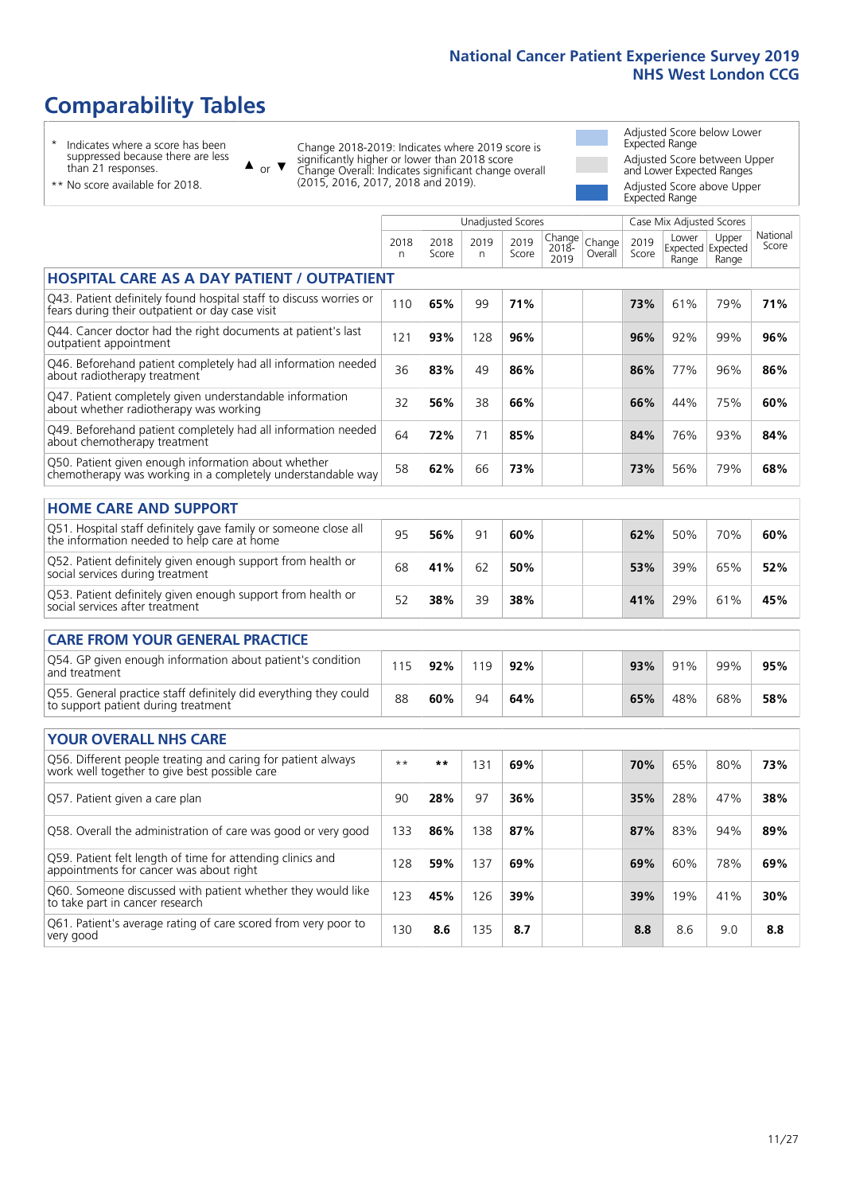# Comparability Tables

- \* Indicates where a score has been suppressed because there are less than 21 responses.
- \*\* No score available for 2018.

▲ or ▼ Change 2018-2019: Indicates where 2019 score is significantly higher or lower than 2018 score. Change Overall: Indicates significant change overall (2015, 2016, 2017, 2018 and 2019).

- Adjusted Score below Lower Expected Range
- Adjusted Score between Upper and Lower Expected Ranges
- Adjusted Score above Upper Expected Range

| | Unadjusted Scores | | | | | | Case Mix Adjusted Scores | | | |
|---|---|---|---|---|---|---|---|---|---|---|
| | 2018 n | 2018 Score | 2019 n | 2019 Score | Change 2018-2019 | Change Overall | 2019 Score | Lower Expected Range | Upper Expected Range | National Score |
| **HOSPITAL CARE AS A DAY PATIENT / OUTPATIENT** | | | | | | | | | | |
| Q43. Patient definitely found hospital staff to discuss worries or fears during their outpatient or day case visit | 110 | **65%** | 99 | **71%** | | | **73%** | 61% | 79% | **71%** |
| Q44. Cancer doctor had the right documents at patient's last outpatient appointment | 121 | **93%** | 128 | **96%** | | | **96%** | 92% | 99% | **96%** |
| Q46. Beforehand patient completely had all information needed about radiotherapy treatment | 36 | **83%** | 49 | **86%** | | | **86%** | 77% | 96% | **86%** |
| Q47. Patient completely given understandable information about whether radiotherapy was working | 32 | **56%** | 38 | **66%** | | | **66%** | 44% | 75% | **60%** |
| Q49. Beforehand patient completely had all information needed about chemotherapy treatment | 64 | **72%** | 71 | **85%** | | | **84%** | 76% | 93% | **84%** |
| Q50. Patient given enough information about whether chemotherapy was working in a completely understandable way | 58 | **62%** | 66 | **73%** | | | **73%** | 56% | 79% | **68%** |
| **HOME CARE AND SUPPORT** | | | | | | | | | | |
| Q51. Hospital staff definitely gave family or someone close all the information needed to help care at home | 95 | **56%** | 91 | **60%** | | | **62%** | 50% | 70% | **60%** |
| Q52. Patient definitely given enough support from health or social services during treatment | 68 | **41%** | 62 | **50%** | | | **53%** | 39% | 65% | **52%** |
| Q53. Patient definitely given enough support from health or social services after treatment | 52 | **38%** | 39 | **38%** | | | **41%** | 29% | 61% | **45%** |
| **CARE FROM YOUR GENERAL PRACTICE** | | | | | | | | | | |
| Q54. GP given enough information about patient's condition and treatment | 115 | **92%** | 119 | **92%** | | | **93%** | 91% | 99% | **95%** |
| Q55. General practice staff definitely did everything they could to support patient during treatment | 88 | **60%** | 94 | **64%** | | | **65%** | 48% | 68% | **58%** |
| **YOUR OVERALL NHS CARE** | | | | | | | | | | |
| Q56. Different people treating and caring for patient always work well together to give best possible care | ** | ** | 131 | **69%** | | | **70%** | 65% | 80% | **73%** |
| Q57. Patient given a care plan | 90 | **28%** | 97 | **36%** | | | **35%** | 28% | 47% | **38%** |
| Q58. Overall the administration of care was good or very good | 133 | **86%** | 138 | **87%** | | | **87%** | 83% | 94% | **89%** |
| Q59. Patient felt length of time for attending clinics and appointments for cancer was about right | 128 | **59%** | 137 | **69%** | | | **69%** | 60% | 78% | **69%** |
| Q60. Someone discussed with patient whether they would like to take part in cancer research | 123 | **45%** | 126 | **39%** | | | **39%** | 19% | 41% | **30%** |
| Q61. Patient's average rating of care scored from very poor to very good | 130 | **8.6** | 135 | **8.7** | | | **8.8** | 8.6 | 9.0 | **8.8** |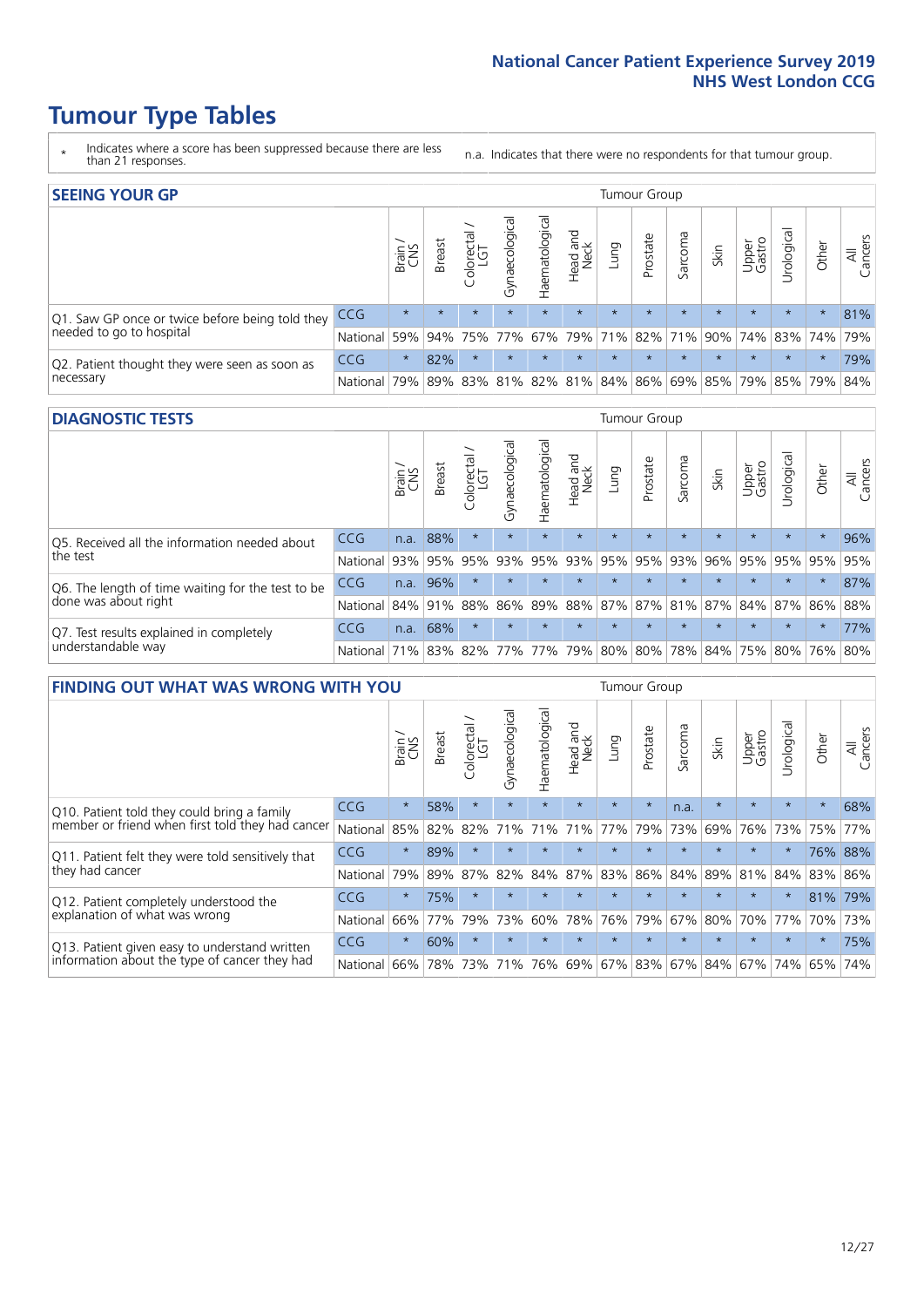# Tumour Type Tables

\* Indicates where a score has been suppressed because there are less than 21 responses.

n.a. Indicates that there were no respondents for that tumour group.

## SEEING YOUR GP

| | | Brain / CNS | Breast | Colorectal / LGT | Gynaecological | Haematological | Head and Neck | Lung | Prostate | Sarcoma | Skin | Upper Gastro | Urological | Other | All Cancers |
|---|---|---|---|---|---|---|---|---|---|---|---|---|---|---|---|
| Q1. Saw GP once or twice before being told they needed to go to hospital | CCG | * | * | * | * | * | * | * | * | * | * | * | * | * | 81% |
| | National | 59% | 94% | 75% | 77% | 67% | 79% | 71% | 82% | 71% | 90% | 74% | 83% | 74% | 79% |
| Q2. Patient thought they were seen as soon as necessary | CCG | * | 82% | * | * | * | * | * | * | * | * | * | * | * | 79% |
| | National | 79% | 89% | 83% | 81% | 82% | 81% | 84% | 86% | 69% | 85% | 79% | 85% | 79% | 84% |

## DIAGNOSTIC TESTS

| | | Brain / CNS | Breast | Colorectal / LGT | Gynaecological | Haematological | Head and Neck | Lung | Prostate | Sarcoma | Skin | Upper Gastro | Urological | Other | All Cancers |
|---|---|---|---|---|---|---|---|---|---|---|---|---|---|---|---|
| Q5. Received all the information needed about the test | CCG | n.a. | 88% | * | * | * | * | * | * | * | * | * | * | * | 96% |
| | National | 93% | 95% | 95% | 93% | 95% | 93% | 95% | 95% | 93% | 96% | 95% | 95% | 95% | 95% |
| Q6. The length of time waiting for the test to be done was about right | CCG | n.a. | 96% | * | * | * | * | * | * | * | * | * | * | * | 87% |
| | National | 84% | 91% | 88% | 86% | 89% | 88% | 87% | 87% | 81% | 87% | 84% | 87% | 86% | 88% |
| Q7. Test results explained in completely understandable way | CCG | n.a. | 68% | * | * | * | * | * | * | * | * | * | * | * | 77% |
| | National | 71% | 83% | 82% | 77% | 77% | 79% | 80% | 80% | 78% | 84% | 75% | 80% | 76% | 80% |

## FINDING OUT WHAT WAS WRONG WITH YOU

| | | Brain / CNS | Breast | Colorectal / LGT | Gynaecological | Haematological | Head and Neck | Lung | Prostate | Sarcoma | Skin | Upper Gastro | Urological | Other | All Cancers |
|---|---|---|---|---|---|---|---|---|---|---|---|---|---|---|---|
| Q10. Patient told they could bring a family member or friend when first told they had cancer | CCG | * | 58% | * | * | * | * | * | * | n.a. | * | * | * | * | 68% |
| | National | 85% | 82% | 82% | 71% | 71% | 71% | 77% | 79% | 73% | 69% | 76% | 73% | 75% | 77% |
| Q11. Patient felt they were told sensitively that they had cancer | CCG | * | 89% | * | * | * | * | * | * | * | * | * | * | 76% | 88% |
| | National | 79% | 89% | 87% | 82% | 84% | 87% | 83% | 86% | 84% | 89% | 81% | 84% | 83% | 86% |
| Q12. Patient completely understood the explanation of what was wrong | CCG | * | 75% | * | * | * | * | * | * | * | * | * | * | 81% | 79% |
| | National | 66% | 77% | 79% | 73% | 60% | 78% | 76% | 79% | 67% | 80% | 70% | 77% | 70% | 73% |
| Q13. Patient given easy to understand written information about the type of cancer they had | CCG | * | 60% | * | * | * | * | * | * | * | * | * | * | * | 75% |
| | National | 66% | 78% | 73% | 71% | 76% | 69% | 67% | 83% | 67% | 84% | 67% | 74% | 65% | 74% |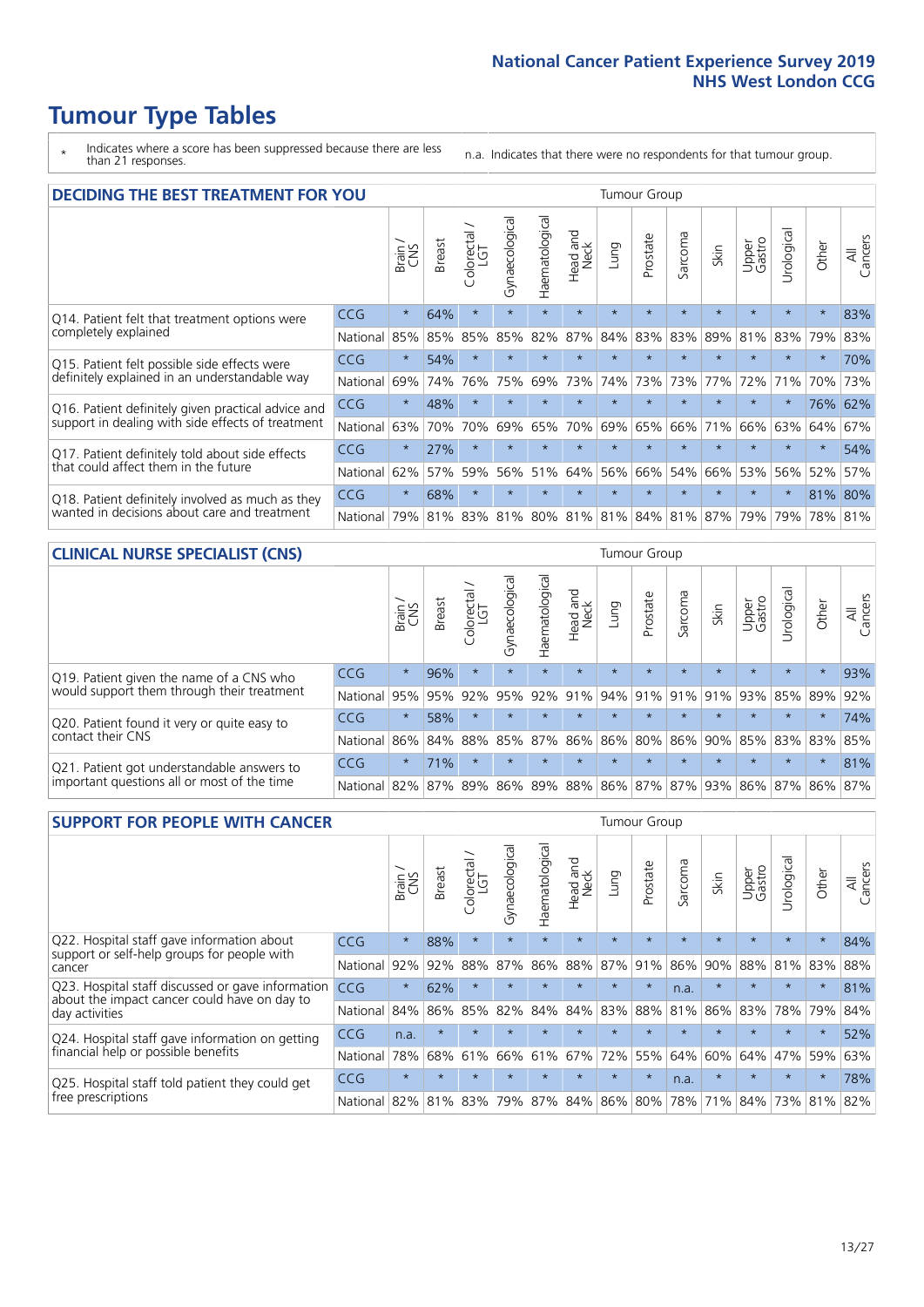# Tumour Type Tables

\* Indicates where a score has been suppressed because there are less than 21 responses.

n.a. Indicates that there were no respondents for that tumour group.

## DECIDING THE BEST TREATMENT FOR YOU

| | | Brain / CNS | Breast | Colorectal / LGT | Gynaecological | Haematological | Head and Neck | Lung | Prostate | Sarcoma | Skin | Upper Gastro | Urological | Other | All Cancers |
|---|---|---|---|---|---|---|---|---|---|---|---|---|---|---|---|
| Q14. Patient felt that treatment options were completely explained | CCG | * | 64% | * | * | * | * | * | * | * | * | * | * | * | 83% |
| | National | 85% | 85% | 85% | 85% | 82% | 87% | 84% | 83% | 83% | 89% | 81% | 83% | 79% | 83% |
| Q15. Patient felt possible side effects were definitely explained in an understandable way | CCG | * | 54% | * | * | * | * | * | * | * | * | * | * | * | 70% |
| | National | 69% | 74% | 76% | 75% | 69% | 73% | 74% | 73% | 73% | 77% | 72% | 71% | 70% | 73% |
| Q16. Patient definitely given practical advice and support in dealing with side effects of treatment | CCG | * | 48% | * | * | * | * | * | * | * | * | * | * | 76% | 62% |
| | National | 63% | 70% | 70% | 69% | 65% | 70% | 69% | 65% | 66% | 71% | 66% | 63% | 64% | 67% |
| Q17. Patient definitely told about side effects that could affect them in the future | CCG | * | 27% | * | * | * | * | * | * | * | * | * | * | * | 54% |
| | National | 62% | 57% | 59% | 56% | 51% | 64% | 56% | 66% | 54% | 66% | 53% | 56% | 52% | 57% |
| Q18. Patient definitely involved as much as they wanted in decisions about care and treatment | CCG | * | 68% | * | * | * | * | * | * | * | * | * | * | 81% | 80% |
| | National | 79% | 81% | 83% | 81% | 80% | 81% | 81% | 84% | 81% | 87% | 79% | 79% | 78% | 81% |

## CLINICAL NURSE SPECIALIST (CNS)

| | | Brain / CNS | Breast | Colorectal / LGT | Gynaecological | Haematological | Head and Neck | Lung | Prostate | Sarcoma | Skin | Upper Gastro | Urological | Other | All Cancers |
|---|---|---|---|---|---|---|---|---|---|---|---|---|---|---|---|
| Q19. Patient given the name of a CNS who would support them through their treatment | CCG | * | 96% | * | * | * | * | * | * | * | * | * | * | * | 93% |
| | National | 95% | 95% | 92% | 95% | 92% | 91% | 94% | 91% | 91% | 91% | 93% | 85% | 89% | 92% |
| Q20. Patient found it very or quite easy to contact their CNS | CCG | * | 58% | * | * | * | * | * | * | * | * | * | * | * | 74% |
| | National | 86% | 84% | 88% | 85% | 87% | 86% | 86% | 80% | 86% | 90% | 85% | 83% | 83% | 85% |
| Q21. Patient got understandable answers to important questions all or most of the time | CCG | * | 71% | * | * | * | * | * | * | * | * | * | * | * | 81% |
| | National | 82% | 87% | 89% | 86% | 89% | 88% | 86% | 87% | 87% | 93% | 86% | 87% | 86% | 87% |

## SUPPORT FOR PEOPLE WITH CANCER

| | | Brain / CNS | Breast | Colorectal / LGT | Gynaecological | Haematological | Head and Neck | Lung | Prostate | Sarcoma | Skin | Upper Gastro | Urological | Other | All Cancers |
|---|---|---|---|---|---|---|---|---|---|---|---|---|---|---|---|
| Q22. Hospital staff gave information about support or self-help groups for people with cancer | CCG | * | 88% | * | * | * | * | * | * | * | * | * | * | * | 84% |
| | National | 92% | 92% | 88% | 87% | 86% | 88% | 87% | 91% | 86% | 90% | 88% | 81% | 83% | 88% |
| Q23. Hospital staff discussed or gave information about the impact cancer could have on day to day activities | CCG | * | 62% | * | * | * | * | * | * | n.a. | * | * | * | * | 81% |
| | National | 84% | 86% | 85% | 82% | 84% | 84% | 83% | 88% | 81% | 86% | 83% | 78% | 79% | 84% |
| Q24. Hospital staff gave information on getting financial help or possible benefits | CCG | n.a. | * | * | * | * | * | * | * | * | * | * | * | * | 52% |
| | National | 78% | 68% | 61% | 66% | 61% | 67% | 72% | 55% | 64% | 60% | 64% | 47% | 59% | 63% |
| Q25. Hospital staff told patient they could get free prescriptions | CCG | * | * | * | * | * | * | * | * | n.a. | * | * | * | * | 78% |
| | National | 82% | 81% | 83% | 79% | 87% | 84% | 86% | 80% | 78% | 71% | 84% | 73% | 81% | 82% |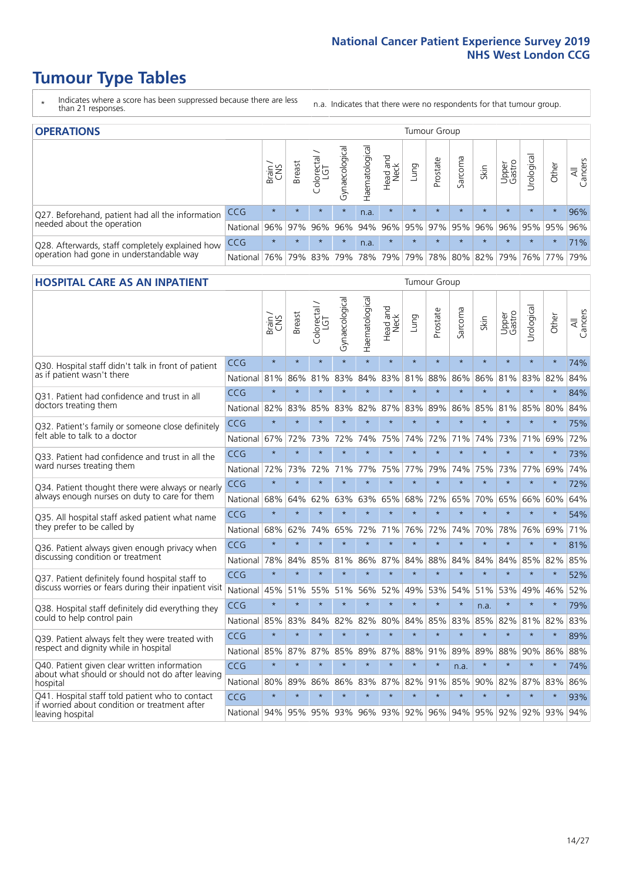# Tumour Type Tables

\* Indicates where a score has been suppressed because there are less than 21 responses.

n.a. Indicates that there were no respondents for that tumour group.

## OPERATIONS

| | | Brain / CNS | Breast | Colorectal / LGT | Gynaecological | Haematological | Head and Neck | Lung | Prostate | Sarcoma | Skin | Upper Gastro | Urological | Other | All Cancers |
|---|---|---|---|---|---|---|---|---|---|---|---|---|---|---|---|
| Q27. Beforehand, patient had all the information needed about the operation | CCG | * | * | * | * | n.a. | * | * | * | * | * | * | * | * | 96% |
| | National | 96% | 97% | 96% | 96% | 94% | 96% | 95% | 97% | 95% | 96% | 96% | 95% | 95% | 96% |
| Q28. Afterwards, staff completely explained how operation had gone in understandable way | CCG | * | * | * | * | n.a. | * | * | * | * | * | * | * | * | 71% |
| | National | 76% | 79% | 83% | 79% | 78% | 79% | 79% | 78% | 80% | 82% | 79% | 76% | 77% | 79% |

## HOSPITAL CARE AS AN INPATIENT

| | | Brain / CNS | Breast | Colorectal / LGT | Gynaecological | Haematological | Head and Neck | Lung | Prostate | Sarcoma | Skin | Upper Gastro | Urological | Other | All Cancers |
|---|---|---|---|---|---|---|---|---|---|---|---|---|---|---|---|
| Q30. Hospital staff didn't talk in front of patient as if patient wasn't there | CCG | * | * | * | * | * | * | * | * | * | * | * | * | * | 74% |
| | National | 81% | 86% | 81% | 83% | 84% | 83% | 81% | 88% | 86% | 86% | 81% | 83% | 82% | 84% |
| Q31. Patient had confidence and trust in all doctors treating them | CCG | * | * | * | * | * | * | * | * | * | * | * | * | * | 84% |
| | National | 82% | 83% | 85% | 83% | 82% | 87% | 83% | 89% | 86% | 85% | 81% | 85% | 80% | 84% |
| Q32. Patient's family or someone close definitely felt able to talk to a doctor | CCG | * | * | * | * | * | * | * | * | * | * | * | * | * | 75% |
| | National | 67% | 72% | 73% | 72% | 74% | 75% | 74% | 72% | 71% | 74% | 73% | 71% | 69% | 72% |
| Q33. Patient had confidence and trust in all the ward nurses treating them | CCG | * | * | * | * | * | * | * | * | * | * | * | * | * | 73% |
| | National | 72% | 73% | 72% | 71% | 77% | 75% | 77% | 79% | 74% | 75% | 73% | 77% | 69% | 74% |
| Q34. Patient thought there were always or nearly always enough nurses on duty to care for them | CCG | * | * | * | * | * | * | * | * | * | * | * | * | * | 72% |
| | National | 68% | 64% | 62% | 63% | 63% | 65% | 68% | 72% | 65% | 70% | 65% | 66% | 60% | 64% |
| Q35. All hospital staff asked patient what name they prefer to be called by | CCG | * | * | * | * | * | * | * | * | * | * | * | * | * | 54% |
| | National | 68% | 62% | 74% | 65% | 72% | 71% | 76% | 72% | 74% | 70% | 78% | 76% | 69% | 71% |
| Q36. Patient always given enough privacy when discussing condition or treatment | CCG | * | * | * | * | * | * | * | * | * | * | * | * | * | 81% |
| | National | 78% | 84% | 85% | 81% | 86% | 87% | 84% | 88% | 84% | 84% | 84% | 85% | 82% | 85% |
| Q37. Patient definitely found hospital staff to discuss worries or fears during their inpatient visit | CCG | * | * | * | * | * | * | * | * | * | * | * | * | * | 52% |
| | National | 45% | 51% | 55% | 51% | 56% | 52% | 49% | 53% | 54% | 51% | 53% | 49% | 46% | 52% |
| Q38. Hospital staff definitely did everything they could to help control pain | CCG | * | * | * | * | * | * | * | * | * | n.a. | * | * | * | 79% |
| | National | 85% | 83% | 84% | 82% | 82% | 80% | 84% | 85% | 83% | 85% | 82% | 81% | 82% | 83% |
| Q39. Patient always felt they were treated with respect and dignity while in hospital | CCG | * | * | * | * | * | * | * | * | * | * | * | * | * | 89% |
| | National | 85% | 87% | 87% | 85% | 89% | 87% | 88% | 91% | 89% | 89% | 88% | 90% | 86% | 88% |
| Q40. Patient given clear written information about what should or should not do after leaving hospital | CCG | * | * | * | * | * | * | * | * | n.a. | * | * | * | * | 74% |
| | National | 80% | 89% | 86% | 86% | 83% | 87% | 82% | 91% | 85% | 90% | 82% | 87% | 83% | 86% |
| Q41. Hospital staff told patient who to contact if worried about condition or treatment after leaving hospital | CCG | * | * | * | * | * | * | * | * | * | * | * | * | * | 93% |
| | National | 94% | 95% | 95% | 93% | 96% | 93% | 92% | 96% | 94% | 95% | 92% | 92% | 93% | 94% |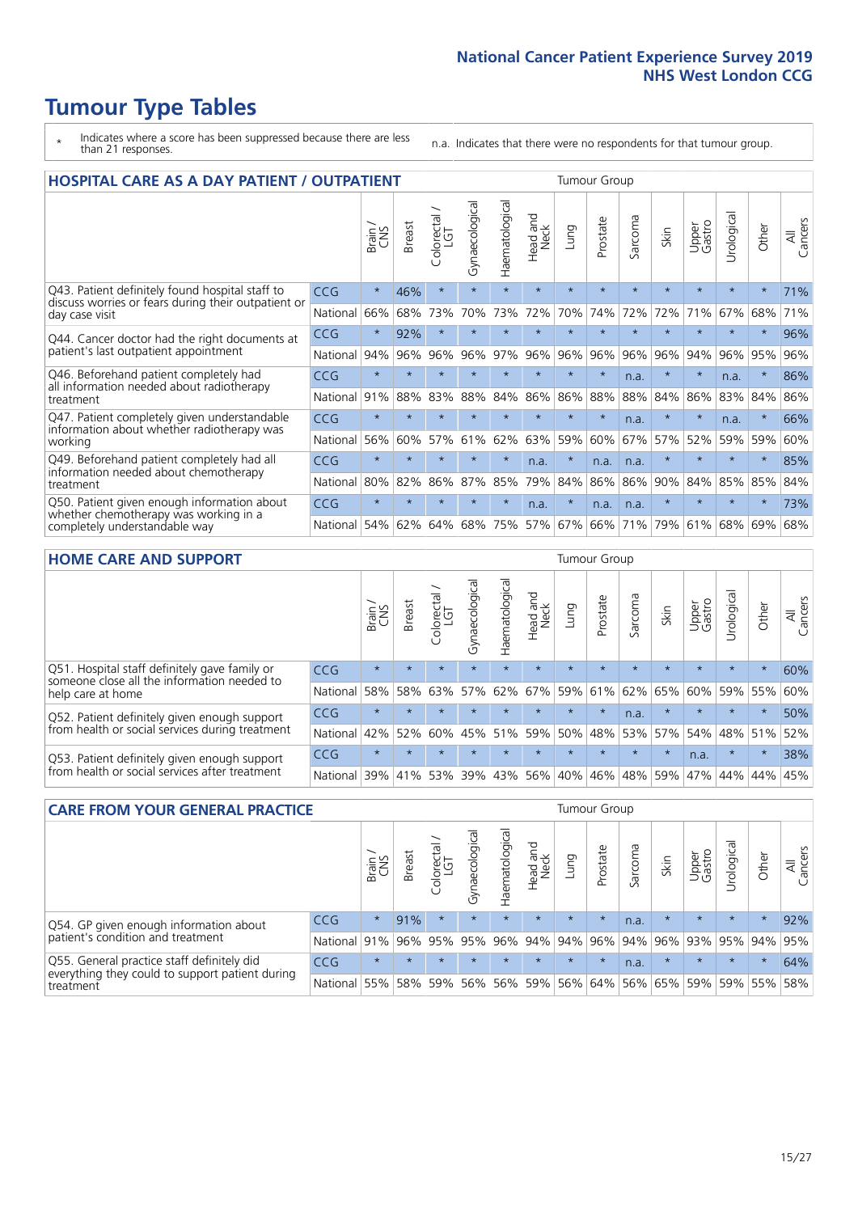# Tumour Type Tables

\* Indicates where a score has been suppressed because there are less than 21 responses.

n.a. Indicates that there were no respondents for that tumour group.

## HOSPITAL CARE AS A DAY PATIENT / OUTPATIENT

| | | Brain / CNS | Breast | Colorectal / LGT | Gynaecological | Haematological | Head and Neck | Lung | Prostate | Sarcoma | Skin | Upper Gastro | Urological | Other | All Cancers |
|---|---|---|---|---|---|---|---|---|---|---|---|---|---|---|---|
| Q43. Patient definitely found hospital staff to discuss worries or fears during their outpatient or day case visit | CCG | * | 46% | * | * | * | * | * | * | * | * | * | * | * | 71% |
| | National | 66% | 68% | 73% | 70% | 73% | 72% | 70% | 74% | 72% | 72% | 71% | 67% | 68% | 71% |
| Q44. Cancer doctor had the right documents at patient's last outpatient appointment | CCG | * | 92% | * | * | * | * | * | * | * | * | * | * | * | 96% |
| | National | 94% | 96% | 96% | 96% | 97% | 96% | 96% | 96% | 96% | 96% | 94% | 96% | 95% | 96% |
| Q46. Beforehand patient completely had all information needed about radiotherapy treatment | CCG | * | * | * | * | * | * | * | * | n.a. | * | * | n.a. | * | 86% |
| | National | 91% | 88% | 83% | 88% | 84% | 86% | 86% | 88% | 88% | 84% | 86% | 83% | 84% | 86% |
| Q47. Patient completely given understandable information about whether radiotherapy was working | CCG | * | * | * | * | * | * | * | * | n.a. | * | * | n.a. | * | 66% |
| | National | 56% | 60% | 57% | 61% | 62% | 63% | 59% | 60% | 67% | 57% | 52% | 59% | 59% | 60% |
| Q49. Beforehand patient completely had all information needed about chemotherapy treatment | CCG | * | * | * | * | * | n.a. | * | n.a. | n.a. | * | * | * | * | 85% |
| | National | 80% | 82% | 86% | 87% | 85% | 79% | 84% | 86% | 86% | 90% | 84% | 85% | 85% | 84% |
| Q50. Patient given enough information about whether chemotherapy was working in a completely understandable way | CCG | * | * | * | * | * | n.a. | * | n.a. | n.a. | * | * | * | * | 73% |
| | National | 54% | 62% | 64% | 68% | 75% | 57% | 67% | 66% | 71% | 79% | 61% | 68% | 69% | 68% |

## HOME CARE AND SUPPORT

| | | Brain / CNS | Breast | Colorectal / LGT | Gynaecological | Haematological | Head and Neck | Lung | Prostate | Sarcoma | Skin | Upper Gastro | Urological | Other | All Cancers |
|---|---|---|---|---|---|---|---|---|---|---|---|---|---|---|---|
| Q51. Hospital staff definitely gave family or someone close all the information needed to help care at home | CCG | * | * | * | * | * | * | * | * | * | * | * | * | * | 60% |
| | National | 58% | 58% | 63% | 57% | 62% | 67% | 59% | 61% | 62% | 65% | 60% | 59% | 55% | 60% |
| Q52. Patient definitely given enough support from health or social services during treatment | CCG | * | * | * | * | * | * | * | * | n.a. | * | * | * | * | 50% |
| | National | 42% | 52% | 60% | 45% | 51% | 59% | 50% | 48% | 53% | 57% | 54% | 48% | 51% | 52% |
| Q53. Patient definitely given enough support from health or social services after treatment | CCG | * | * | * | * | * | * | * | * | * | * | n.a. | * | * | 38% |
| | National | 39% | 41% | 53% | 39% | 43% | 56% | 40% | 46% | 48% | 59% | 47% | 44% | 44% | 45% |

## CARE FROM YOUR GENERAL PRACTICE

| | | Brain / CNS | Breast | Colorectal / LGT | Gynaecological | Haematological | Head and Neck | Lung | Prostate | Sarcoma | Skin | Upper Gastro | Urological | Other | All Cancers |
|---|---|---|---|---|---|---|---|---|---|---|---|---|---|---|---|
| Q54. GP given enough information about patient's condition and treatment | CCG | * | 91% | * | * | * | * | * | * | n.a. | * | * | * | * | 92% |
| | National | 91% | 96% | 95% | 95% | 96% | 94% | 94% | 96% | 94% | 96% | 93% | 95% | 94% | 95% |
| Q55. General practice staff definitely did everything they could to support patient during treatment | CCG | * | * | * | * | * | * | * | * | n.a. | * | * | * | * | 64% |
| | National | 55% | 58% | 59% | 56% | 56% | 59% | 56% | 64% | 56% | 65% | 59% | 59% | 55% | 58% |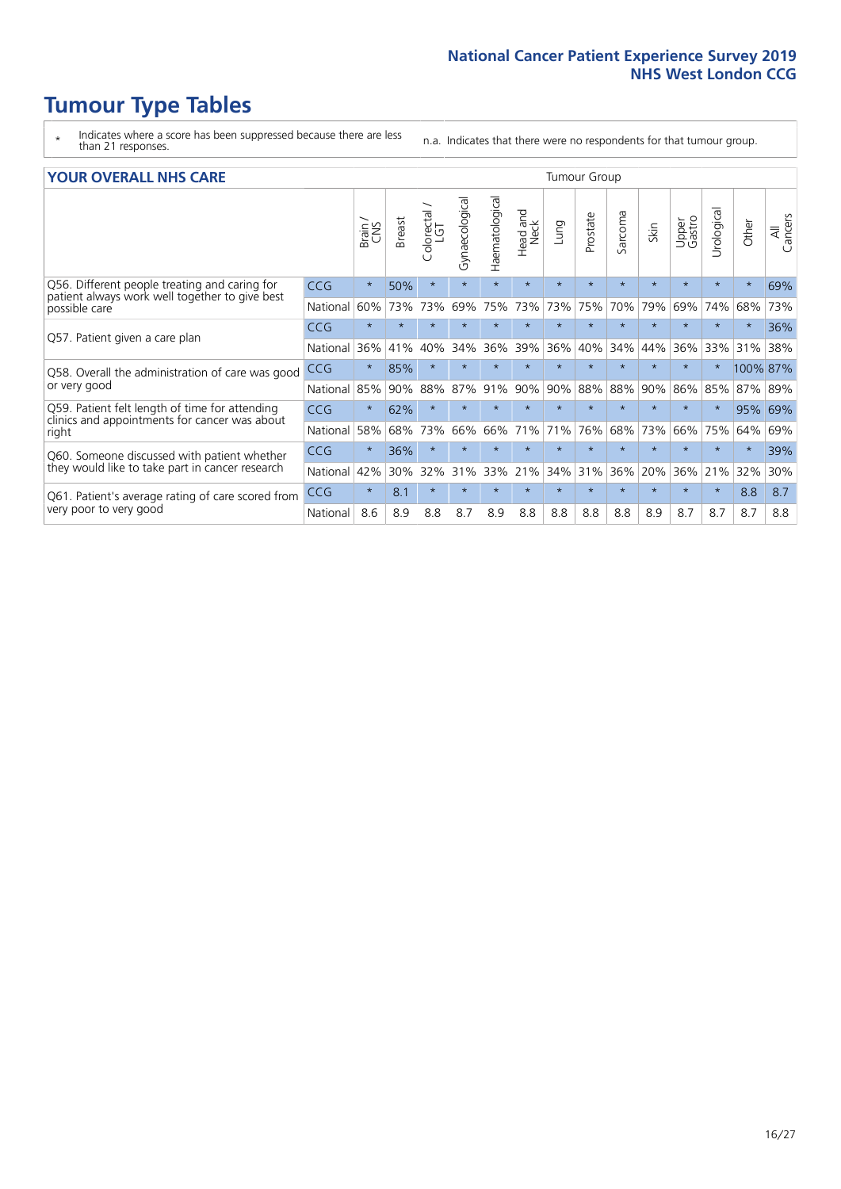# Tumour Type Tables

- \* Indicates where a score has been suppressed because there are less than 21 responses.
- n.a. Indicates that there were no respondents for that tumour group.

## YOUR OVERALL NHS CARE

| | | Brain / CNS | Breast | Colorectal / LGT | Gynaecological | Haematological | Head and Neck | Lung | Prostate | Sarcoma | Skin | Upper Gastro | Urological | Other | All Cancers |
|---|---|---|---|---|---|---|---|---|---|---|---|---|---|---|---|
| Q56. Different people treating and caring for patient always work well together to give best possible care | CCG | * | 50% | * | * | * | * | * | * | * | * | * | * | * | 69% |
| | National | 60% | 73% | 73% | 69% | 75% | 73% | 73% | 75% | 70% | 79% | 69% | 74% | 68% | 73% |
| Q57. Patient given a care plan | CCG | * | * | * | * | * | * | * | * | * | * | * | * | * | 36% |
| | National | 36% | 41% | 40% | 34% | 36% | 39% | 36% | 40% | 34% | 44% | 36% | 33% | 31% | 38% |
| Q58. Overall the administration of care was good or very good | CCG | * | 85% | * | * | * | * | * | * | * | * | * | * | 100% | 87% |
| | National | 85% | 90% | 88% | 87% | 91% | 90% | 90% | 88% | 88% | 90% | 86% | 85% | 87% | 89% |
| Q59. Patient felt length of time for attending clinics and appointments for cancer was about right | CCG | * | 62% | * | * | * | * | * | * | * | * | * | * | 95% | 69% |
| | National | 58% | 68% | 73% | 66% | 66% | 71% | 71% | 76% | 68% | 73% | 66% | 75% | 64% | 69% |
| Q60. Someone discussed with patient whether they would like to take part in cancer research | CCG | * | 36% | * | * | * | * | * | * | * | * | * | * | * | 39% |
| | National | 42% | 30% | 32% | 31% | 33% | 21% | 34% | 31% | 36% | 20% | 36% | 21% | 32% | 30% |
| Q61. Patient's average rating of care scored from very poor to very good | CCG | * | 8.1 | * | * | * | * | * | * | * | * | * | * | 8.8 | 8.7 |
| | National | 8.6 | 8.9 | 8.8 | 8.7 | 8.9 | 8.8 | 8.8 | 8.8 | 8.8 | 8.9 | 8.7 | 8.7 | 8.7 | 8.8 |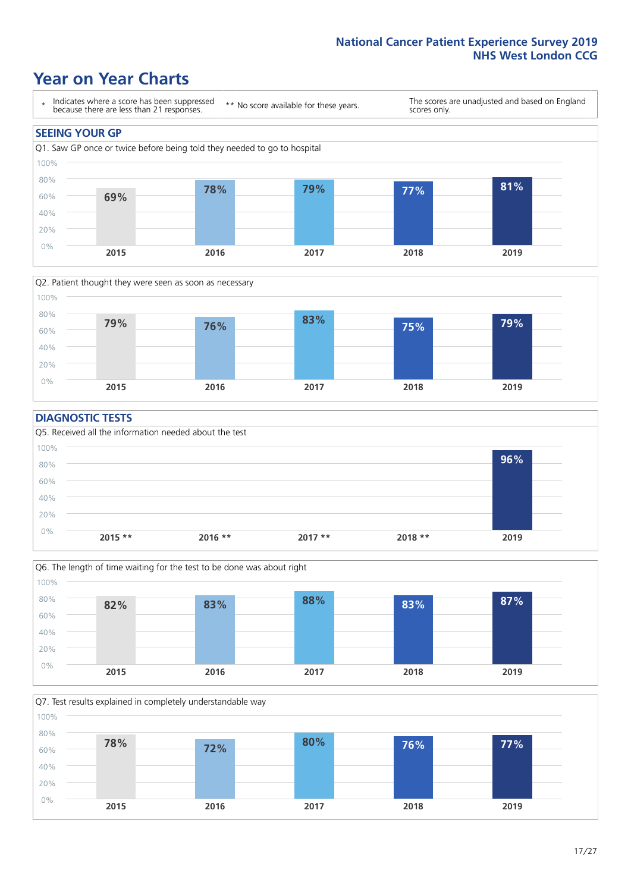# Year on Year Charts

\* Indicates where a score has been suppressed because there are less than 21 responses.

** No score available for these years.

The scores are unadjusted and based on England scores only.

## SEEING YOUR GP

Q1. Saw GP once or twice before being told they needed to go to hospital

| 2015 | 2016 | 2017 | 2018 | 2019 |
| --- | --- | --- | --- | --- |
| 69% | 78% | 79% | 77% | 81% |

Q2. Patient thought they were seen as soon as necessary

| 2015 | 2016 | 2017 | 2018 | 2019 |
| --- | --- | --- | --- | --- |
| 79% | 76% | 83% | 75% | 79% |

## DIAGNOSTIC TESTS

Q5. Received all the information needed about the test

| 2015 ** | 2016 ** | 2017 ** | 2018 ** | 2019 |
| --- | --- | --- | --- | --- |
| | | | | 96% |

Q6. The length of time waiting for the test to be done was about right

| 2015 | 2016 | 2017 | 2018 | 2019 |
| --- | --- | --- | --- | --- |
| 82% | 83% | 88% | 83% | 87% |

Q7. Test results explained in completely understandable way

| 2015 | 2016 | 2017 | 2018 | 2019 |
| --- | --- | --- | --- | --- |
| 78% | 72% | 80% | 76% | 77% |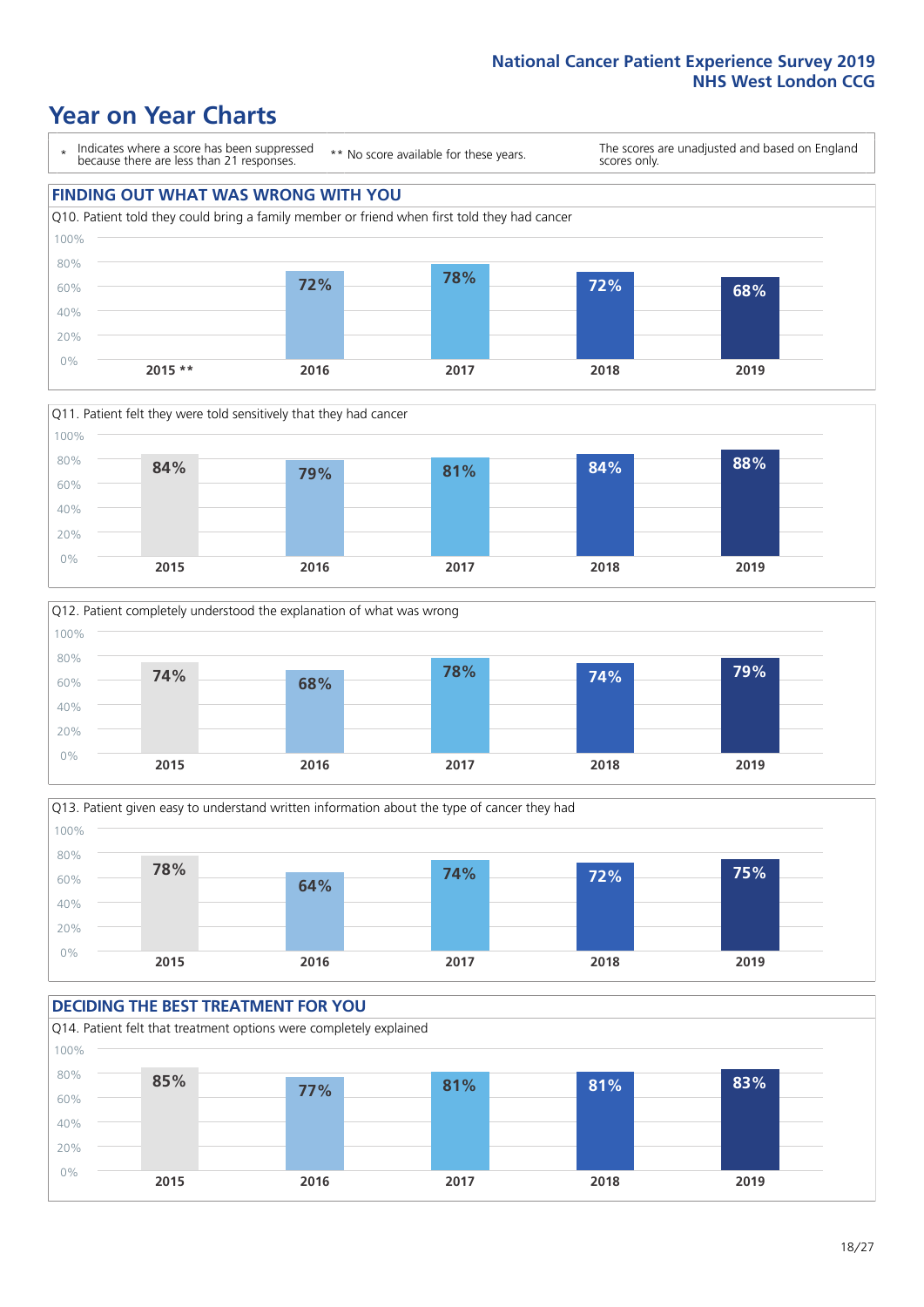# Year on Year Charts

\* Indicates where a score has been suppressed because there are less than 21 responses.

** No score available for these years.

The scores are unadjusted and based on England scores only.

## FINDING OUT WHAT WAS WRONG WITH YOU

Q10. Patient told they could bring a family member or friend when first told they had cancer

| 2015 ** | 2016 | 2017 | 2018 | 2019 |
|---|---|---|---|---|
| | 72% | 78% | 72% | 68% |

Q11. Patient felt they were told sensitively that they had cancer

| 2015 | 2016 | 2017 | 2018 | 2019 |
|---|---|---|---|---|
| 84% | 79% | 81% | 84% | 88% |

Q12. Patient completely understood the explanation of what was wrong

| 2015 | 2016 | 2017 | 2018 | 2019 |
|---|---|---|---|---|
| 74% | 68% | 78% | 74% | 79% |

Q13. Patient given easy to understand written information about the type of cancer they had

| 2015 | 2016 | 2017 | 2018 | 2019 |
|---|---|---|---|---|
| 78% | 64% | 74% | 72% | 75% |

## DECIDING THE BEST TREATMENT FOR YOU

Q14. Patient felt that treatment options were completely explained

| 2015 | 2016 | 2017 | 2018 | 2019 |
|---|---|---|---|---|
| 85% | 77% | 81% | 81% | 83% |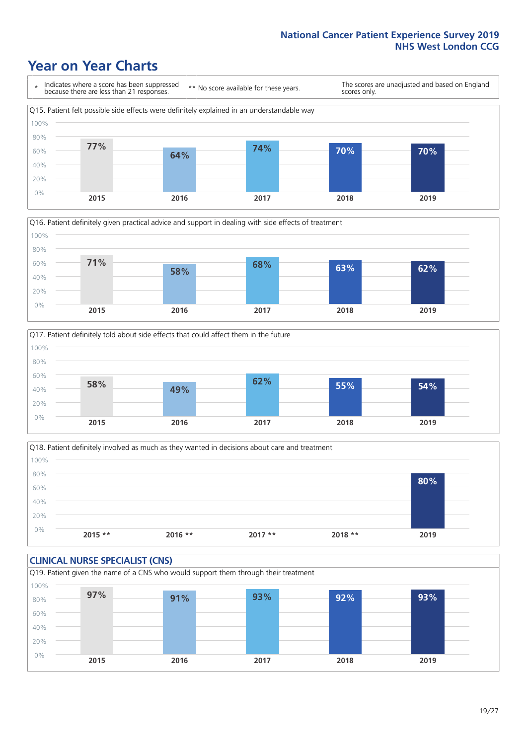# Year on Year Charts

\* Indicates where a score has been suppressed because there are less than 21 responses.

\*\* No score available for these years.

The scores are unadjusted and based on England scores only.

Q15. Patient felt possible side effects were definitely explained in an understandable way

| 2015 | 2016 | 2017 | 2018 | 2019 |
|---|---|---|---|---|
| 77% | 64% | 74% | 70% | 70% |

Q16. Patient definitely given practical advice and support in dealing with side effects of treatment

| 2015 | 2016 | 2017 | 2018 | 2019 |
|---|---|---|---|---|
| 71% | 58% | 68% | 63% | 62% |

Q17. Patient definitely told about side effects that could affect them in the future

| 2015 | 2016 | 2017 | 2018 | 2019 |
|---|---|---|---|---|
| 58% | 49% | 62% | 55% | 54% |

Q18. Patient definitely involved as much as they wanted in decisions about care and treatment

| 2015 ** | 2016 ** | 2017 ** | 2018 ** | 2019 |
|---|---|---|---|---|
| | | | | 80% |

## CLINICAL NURSE SPECIALIST (CNS)

Q19. Patient given the name of a CNS who would support them through their treatment

| 2015 | 2016 | 2017 | 2018 | 2019 |
|---|---|---|---|---|
| 97% | 91% | 93% | 92% | 93% |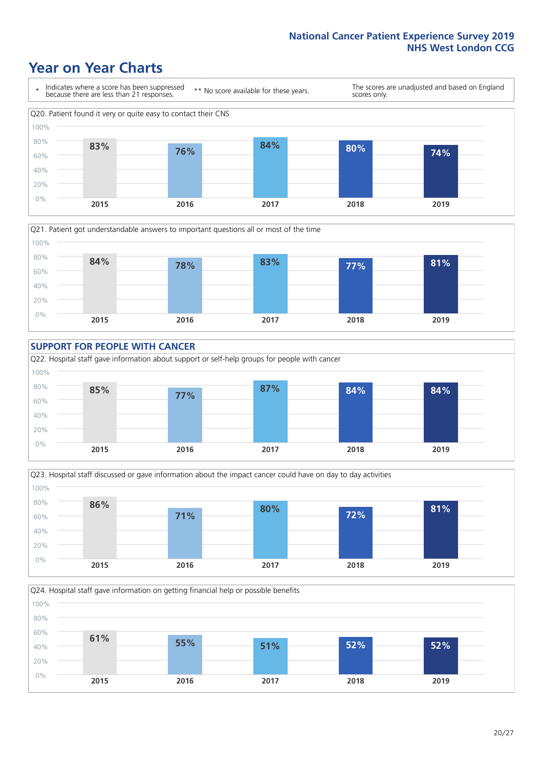# Year on Year Charts

\* Indicates where a score has been suppressed because there are less than 21 responses. ** No score available for these years. The scores are unadjusted and based on England scores only.

Q20. Patient found it very or quite easy to contact their CNS

| 2015 | 2016 | 2017 | 2018 | 2019 |
|---|---|---|---|---|
| 83% | 76% | 84% | 80% | 74% |

Q21. Patient got understandable answers to important questions all or most of the time

| 2015 | 2016 | 2017 | 2018 | 2019 |
|---|---|---|---|---|
| 84% | 78% | 83% | 77% | 81% |

## SUPPORT FOR PEOPLE WITH CANCER

Q22. Hospital staff gave information about support or self-help groups for people with cancer

| 2015 | 2016 | 2017 | 2018 | 2019 |
|---|---|---|---|---|
| 85% | 77% | 87% | 84% | 84% |

Q23. Hospital staff discussed or gave information about the impact cancer could have on day to day activities

| 2015 | 2016 | 2017 | 2018 | 2019 |
|---|---|---|---|---|
| 86% | 71% | 80% | 72% | 81% |

Q24. Hospital staff gave information on getting financial help or possible benefits

| 2015 | 2016 | 2017 | 2018 | 2019 |
|---|---|---|---|---|
| 61% | 55% | 51% | 52% | 52% |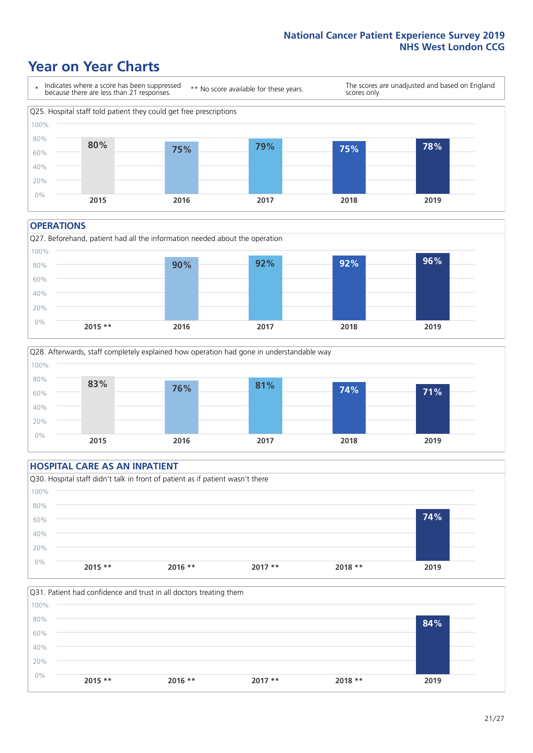National Cancer Patient Experience Survey 2019
NHS West London CCG

# Year on Year Charts

\* Indicates where a score has been suppressed because there are less than 21 responses.

** No score available for these years.

The scores are unadjusted and based on England scores only.

Q25. Hospital staff told patient they could get free prescriptions

| 2015 | 2016 | 2017 | 2018 | 2019 |
|---|---|---|---|---|
| 80% | 75% | 79% | 75% | 78% |

## OPERATIONS

Q27. Beforehand, patient had all the information needed about the operation

| 2015 ** | 2016 | 2017 | 2018 | 2019 |
|---|---|---|---|---|
| | 90% | 92% | 92% | 96% |

Q28. Afterwards, staff completely explained how operation had gone in understandable way

| 2015 | 2016 | 2017 | 2018 | 2019 |
|---|---|---|---|---|
| 83% | 76% | 81% | 74% | 71% |

## HOSPITAL CARE AS AN INPATIENT

Q30. Hospital staff didn't talk in front of patient as if patient wasn't there

| 2015 ** | 2016 ** | 2017 ** | 2018 ** | 2019 |
|---|---|---|---|---|
| | | | | 74% |

Q31. Patient had confidence and trust in all doctors treating them

| 2015 ** | 2016 ** | 2017 ** | 2018 ** | 2019 |
|---|---|---|---|---|
| | | | | 84% |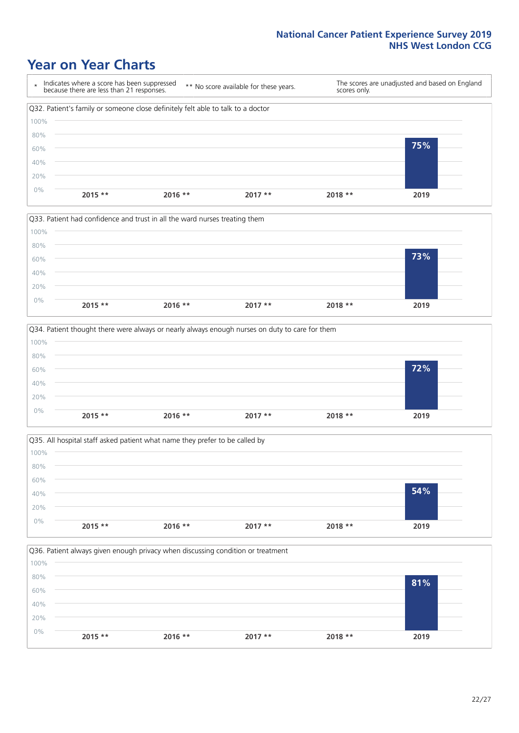# Year on Year Charts

| * Indicates where a score has been suppressed because there are less than 21 responses. | ** No score available for these years. | The scores are unadjusted and based on England scores only. |
|---|---|---|

Q32. Patient's family or someone close definitely felt able to talk to a doctor

| 2015 ** | 2016 ** | 2017 ** | 2018 ** | 2019 |
|---|---|---|---|---|
| | | | | 75% |

Q33. Patient had confidence and trust in all the ward nurses treating them

| 2015 ** | 2016 ** | 2017 ** | 2018 ** | 2019 |
|---|---|---|---|---|
| | | | | 73% |

Q34. Patient thought there were always or nearly always enough nurses on duty to care for them

| 2015 ** | 2016 ** | 2017 ** | 2018 ** | 2019 |
|---|---|---|---|---|
| | | | | 72% |

Q35. All hospital staff asked patient what name they prefer to be called by

| 2015 ** | 2016 ** | 2017 ** | 2018 ** | 2019 |
|---|---|---|---|---|
| | | | | 54% |

Q36. Patient always given enough privacy when discussing condition or treatment

| 2015 ** | 2016 ** | 2017 ** | 2018 ** | 2019 |
|---|---|---|---|---|
| | | | | 81% |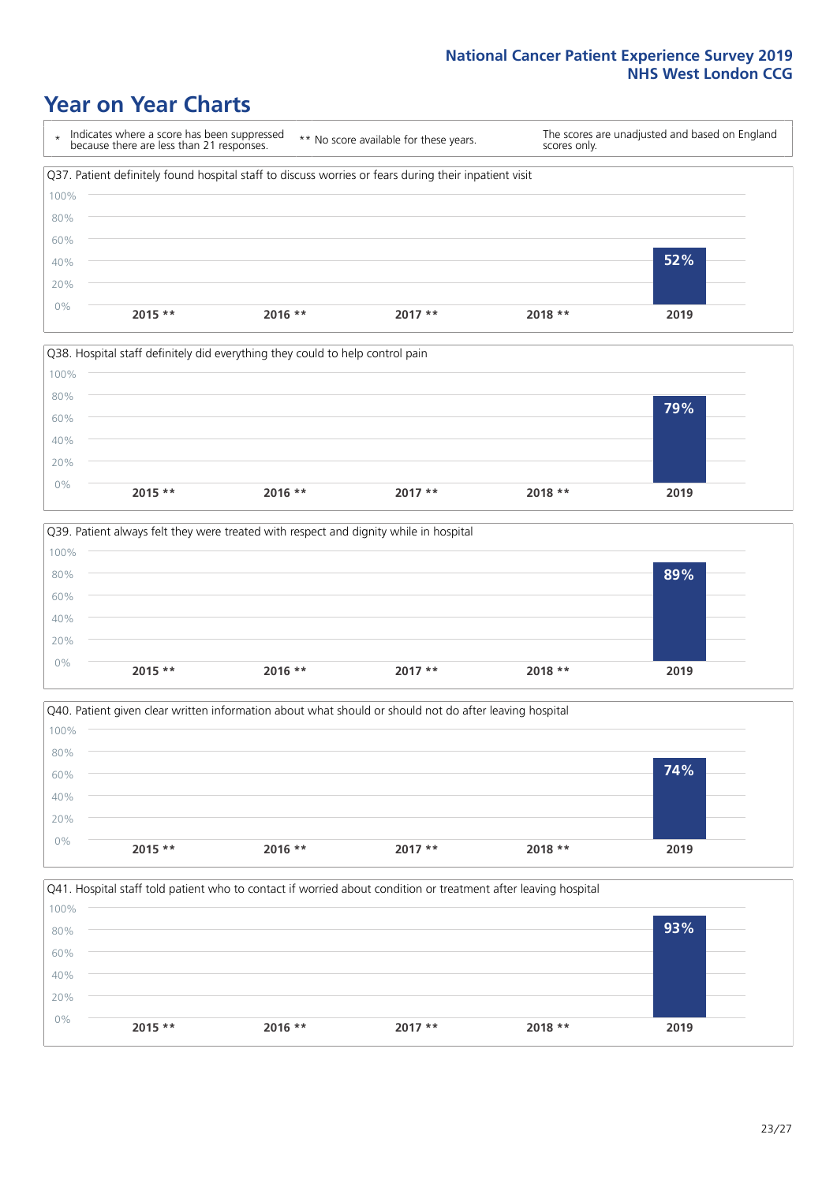# Year on Year Charts

\* Indicates where a score has been suppressed because there are less than 21 responses.

** No score available for these years.

The scores are unadjusted and based on England scores only.

Q37. Patient definitely found hospital staff to discuss worries or fears during their inpatient visit

| 2015 ** | 2016 ** | 2017 ** | 2018 ** | 2019 |
|---|---|---|---|---|
| | | | | 52% |

Q38. Hospital staff definitely did everything they could to help control pain

| 2015 ** | 2016 ** | 2017 ** | 2018 ** | 2019 |
|---|---|---|---|---|
| | | | | 79% |

Q39. Patient always felt they were treated with respect and dignity while in hospital

| 2015 ** | 2016 ** | 2017 ** | 2018 ** | 2019 |
|---|---|---|---|---|
| | | | | 89% |

Q40. Patient given clear written information about what should or should not do after leaving hospital

| 2015 ** | 2016 ** | 2017 ** | 2018 ** | 2019 |
|---|---|---|---|---|
| | | | | 74% |

Q41. Hospital staff told patient who to contact if worried about condition or treatment after leaving hospital

| 2015 ** | 2016 ** | 2017 ** | 2018 ** | 2019 |
|---|---|---|---|---|
| | | | | 93% |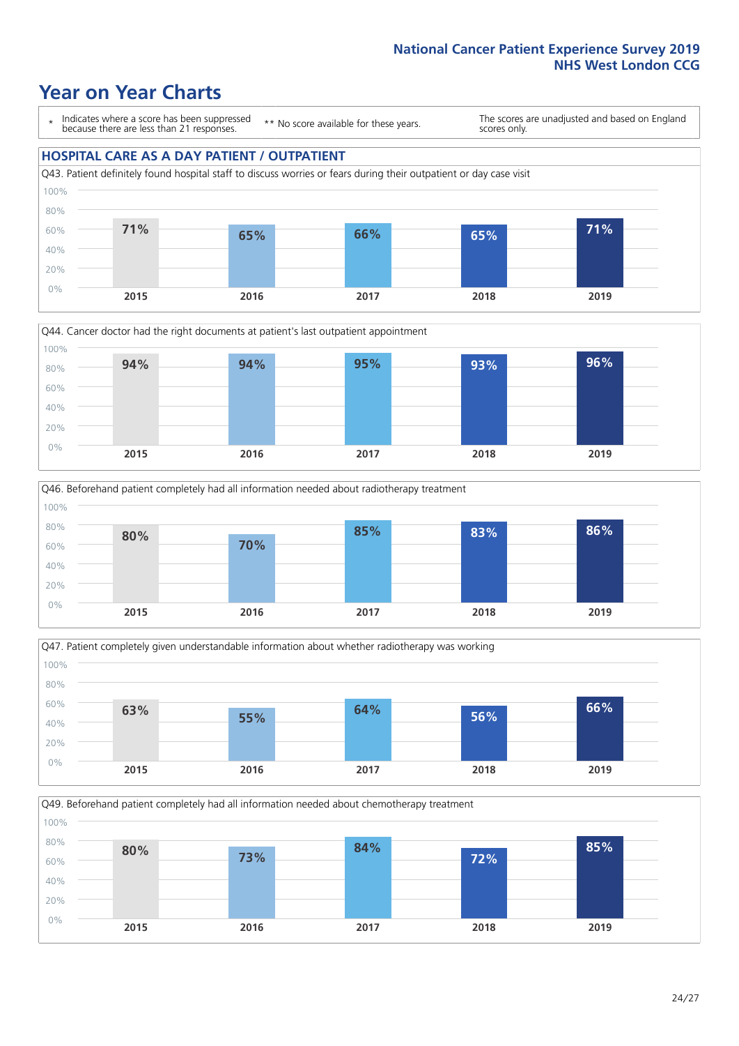# Year on Year Charts

\* Indicates where a score has been suppressed because there are less than 21 responses.

** No score available for these years.

The scores are unadjusted and based on England scores only.

## HOSPITAL CARE AS A DAY PATIENT / OUTPATIENT

Q43. Patient definitely found hospital staff to discuss worries or fears during their outpatient or day case visit

| 2015 | 2016 | 2017 | 2018 | 2019 |
|---|---|---|---|---|
| 71% | 65% | 66% | 65% | 71% |

Q44. Cancer doctor had the right documents at patient's last outpatient appointment

| 2015 | 2016 | 2017 | 2018 | 2019 |
|---|---|---|---|---|
| 94% | 94% | 95% | 93% | 96% |

Q46. Beforehand patient completely had all information needed about radiotherapy treatment

| 2015 | 2016 | 2017 | 2018 | 2019 |
|---|---|---|---|---|
| 80% | 70% | 85% | 83% | 86% |

Q47. Patient completely given understandable information about whether radiotherapy was working

| 2015 | 2016 | 2017 | 2018 | 2019 |
|---|---|---|---|---|
| 63% | 55% | 64% | 56% | 66% |

Q49. Beforehand patient completely had all information needed about chemotherapy treatment

| 2015 | 2016 | 2017 | 2018 | 2019 |
|---|---|---|---|---|
| 80% | 73% | 84% | 72% | 85% |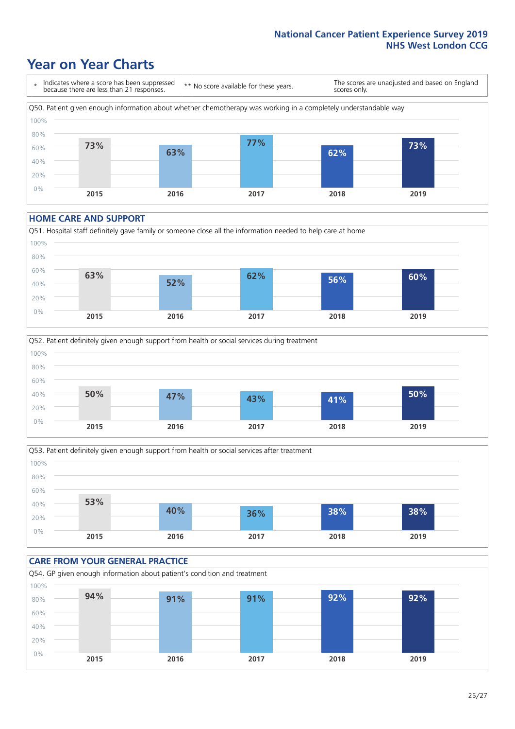# Year on Year Charts

\* Indicates where a score has been suppressed because there are less than 21 responses.

** No score available for these years.

The scores are unadjusted and based on England scores only.

Q50. Patient given enough information about whether chemotherapy was working in a completely understandable way

| 2015 | 2016 | 2017 | 2018 | 2019 |
|---|---|---|---|---|
| 73% | 63% | 77% | 62% | 73% |

## HOME CARE AND SUPPORT

Q51. Hospital staff definitely gave family or someone close all the information needed to help care at home

| 2015 | 2016 | 2017 | 2018 | 2019 |
|---|---|---|---|---|
| 63% | 52% | 62% | 56% | 60% |

Q52. Patient definitely given enough support from health or social services during treatment

| 2015 | 2016 | 2017 | 2018 | 2019 |
|---|---|---|---|---|
| 50% | 47% | 43% | 41% | 50% |

Q53. Patient definitely given enough support from health or social services after treatment

| 2015 | 2016 | 2017 | 2018 | 2019 |
|---|---|---|---|---|
| 53% | 40% | 36% | 38% | 38% |

## CARE FROM YOUR GENERAL PRACTICE

Q54. GP given enough information about patient's condition and treatment

| 2015 | 2016 | 2017 | 2018 | 2019 |
|---|---|---|---|---|
| 94% | 91% | 91% | 92% | 92% |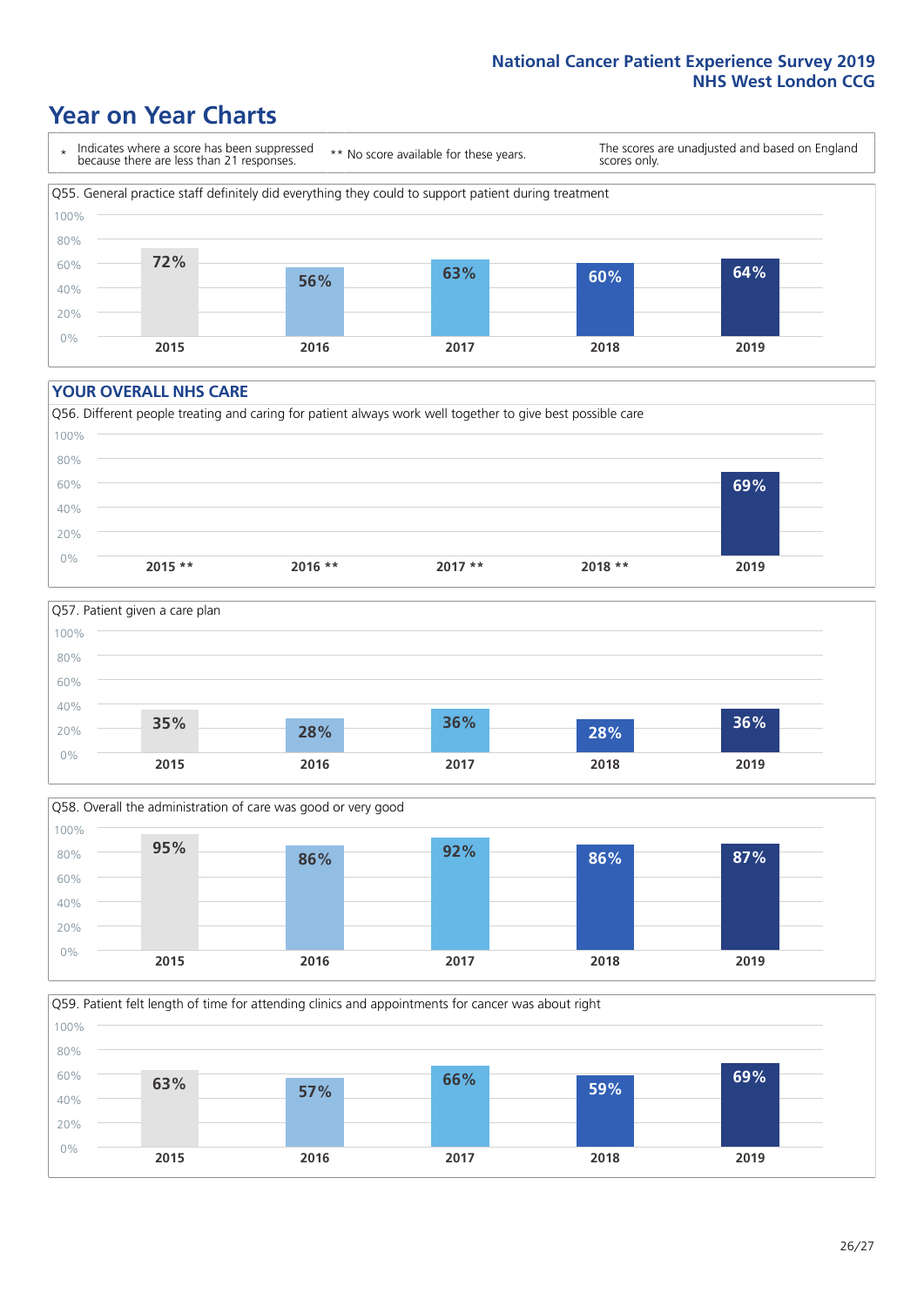# Year on Year Charts

\* Indicates where a score has been suppressed because there are less than 21 responses.

** No score available for these years.

The scores are unadjusted and based on England scores only.

Q55. General practice staff definitely did everything they could to support patient during treatment

| 2015 | 2016 | 2017 | 2018 | 2019 |
|---|---|---|---|---|
| 72% | 56% | 63% | 60% | 64% |

## YOUR OVERALL NHS CARE

Q56. Different people treating and caring for patient always work well together to give best possible care

| 2015 ** | 2016 ** | 2017 ** | 2018 ** | 2019 |
|---|---|---|---|---|
| | | | | 69% |

Q57. Patient given a care plan

| 2015 | 2016 | 2017 | 2018 | 2019 |
|---|---|---|---|---|
| 35% | 28% | 36% | 28% | 36% |

Q58. Overall the administration of care was good or very good

| 2015 | 2016 | 2017 | 2018 | 2019 |
|---|---|---|---|---|
| 95% | 86% | 92% | 86% | 87% |

Q59. Patient felt length of time for attending clinics and appointments for cancer was about right

| 2015 | 2016 | 2017 | 2018 | 2019 |
|---|---|---|---|---|
| 63% | 57% | 66% | 59% | 69% |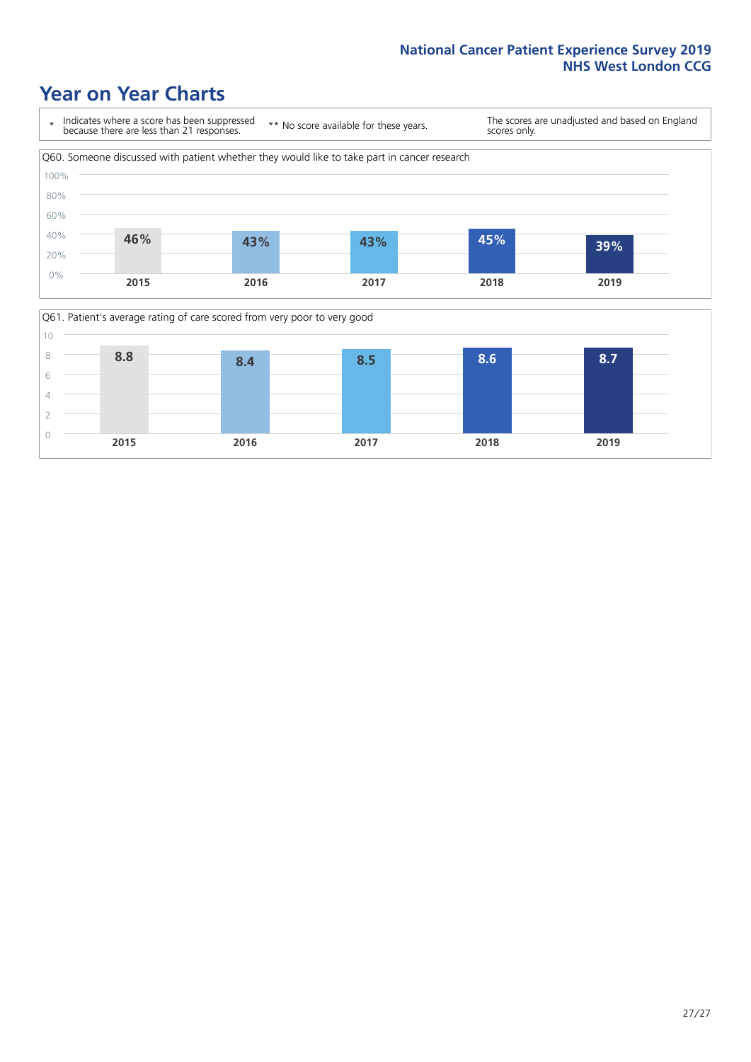# Year on Year Charts

\* Indicates where a score has been suppressed because there are less than 21 responses.

** No score available for these years.

The scores are unadjusted and based on England scores only.

Q60. Someone discussed with patient whether they would like to take part in cancer research

100%
80%
60%
40%
20%
0%

46% 43% 43% 45% 39%

2015 2016 2017 2018 2019

Q61. Patient's average rating of care scored from very poor to very good

10
8
6
4
2
0

8.8 8.4 8.5 8.6 8.7

2015 2016 2017 2018 2019